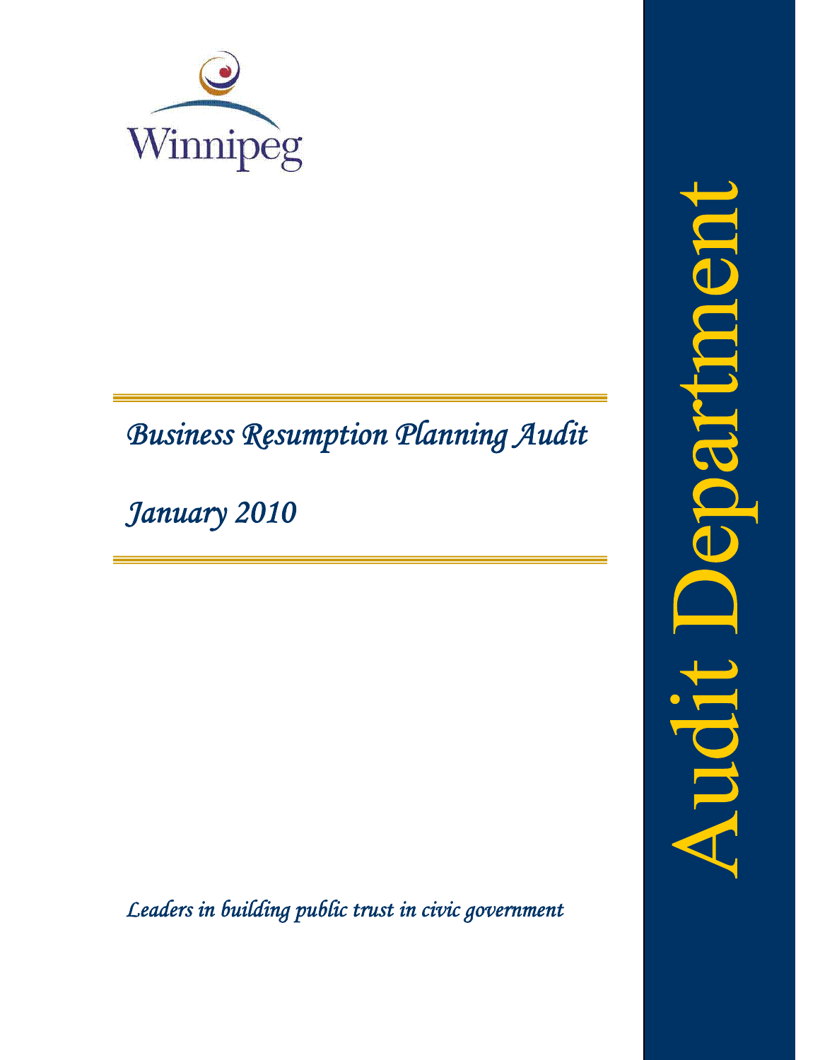Winnipeg

# *Business Resumption Planning Audit*

## *January 2010*

***Leaders in building public trust in civic government***

Audit Department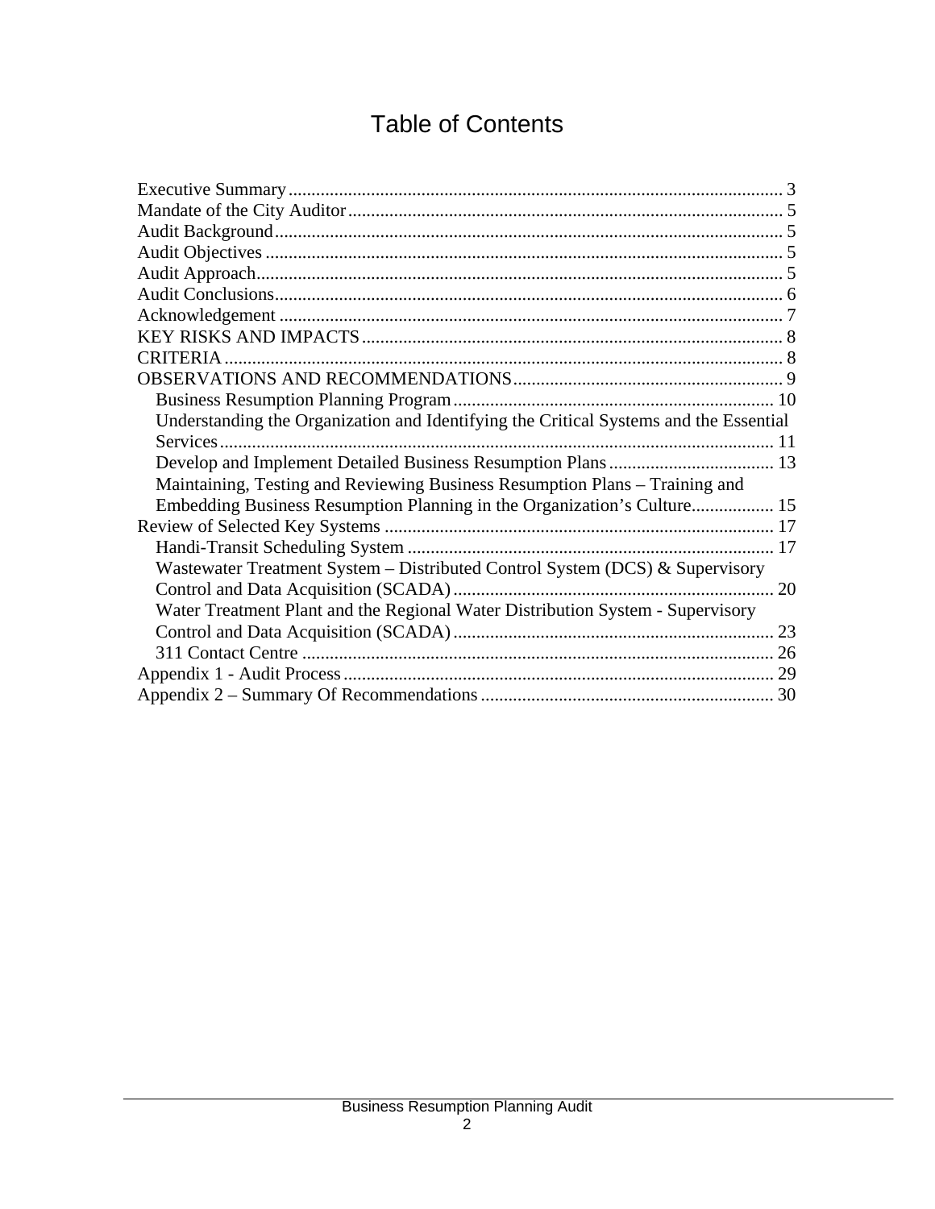# Table of Contents

Executive Summary ........................................................................................................ 3
Mandate of the City Auditor ............................................................................................ 5
Audit Background ............................................................................................................ 5
Audit Objectives .............................................................................................................. 5
Audit Approach ................................................................................................................ 5
Audit Conclusions ............................................................................................................ 6
Acknowledgement ........................................................................................................... 7
KEY RISKS AND IMPACTS .......................................................................................... 8
CRITERIA ....................................................................................................................... 8
OBSERVATIONS AND RECOMMENDATIONS .......................................................... 9
- Business Resumption Planning Program ..................................................................... 10
- Understanding the Organization and Identifying the Critical Systems and the Essential Services ....................................................................................................................... 11
- Develop and Implement Detailed Business Resumption Plans .................................... 13
- Maintaining, Testing and Reviewing Business Resumption Plans – Training and Embedding Business Resumption Planning in the Organization's Culture .................. 15

Review of Selected Key Systems .................................................................................... 17
- Handi-Transit Scheduling System ............................................................................... 17
- Wastewater Treatment System – Distributed Control System (DCS) & Supervisory Control and Data Acquisition (SCADA) ..................................................................... 20
- Water Treatment Plant and the Regional Water Distribution System - Supervisory Control and Data Acquisition (SCADA) ..................................................................... 23
- 311 Contact Centre ...................................................................................................... 26

Appendix 1 - Audit Process ............................................................................................ 29
Appendix 2 – Summary Of Recommendations ............................................................... 30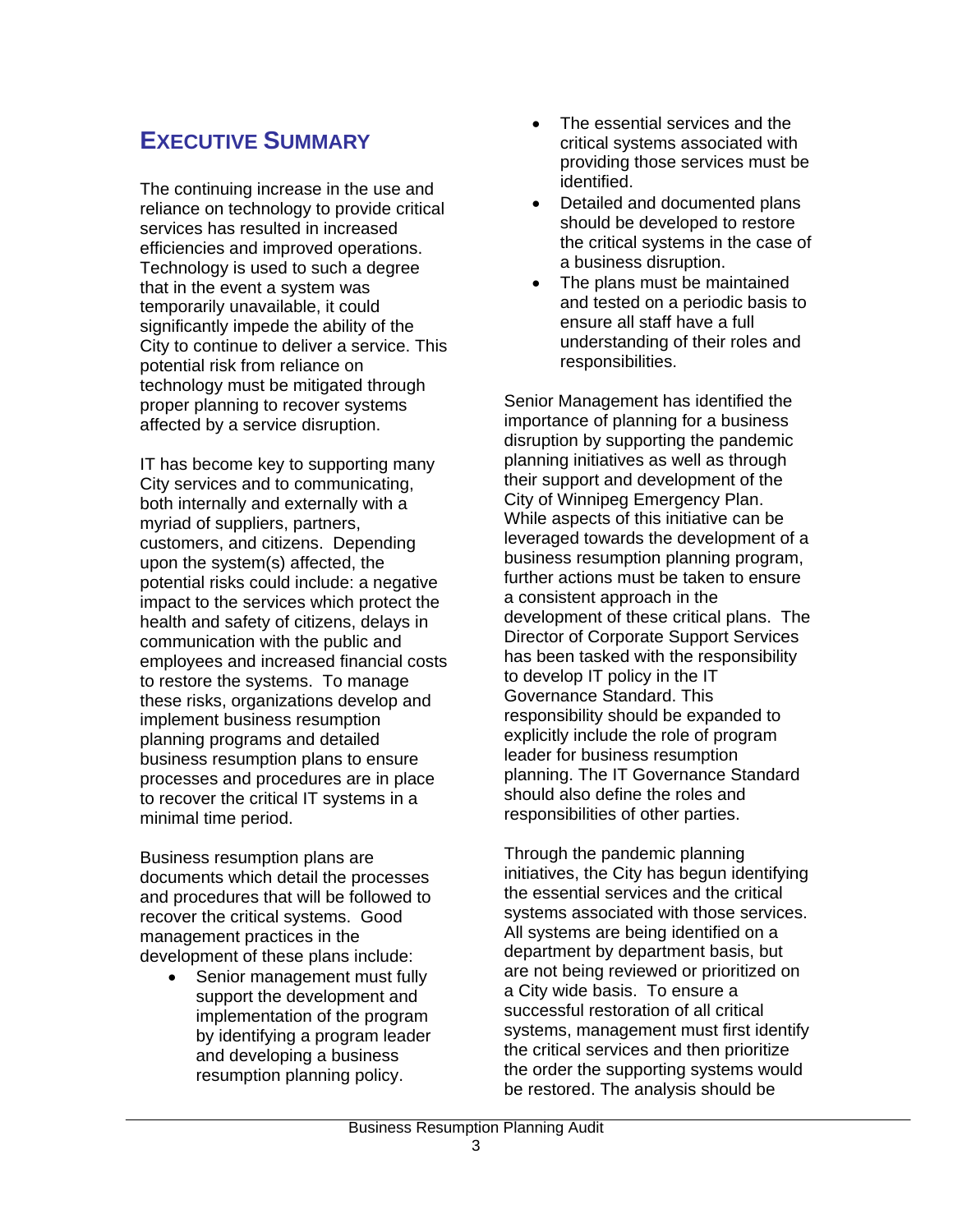# EXECUTIVE SUMMARY

The continuing increase in the use and reliance on technology to provide critical services has resulted in increased efficiencies and improved operations. Technology is used to such a degree that in the event a system was temporarily unavailable, it could significantly impede the ability of the City to continue to deliver a service. This potential risk from reliance on technology must be mitigated through proper planning to recover systems affected by a service disruption.

IT has become key to supporting many City services and to communicating, both internally and externally with a myriad of suppliers, partners, customers, and citizens. Depending upon the system(s) affected, the potential risks could include: a negative impact to the services which protect the health and safety of citizens, delays in communication with the public and employees and increased financial costs to restore the systems. To manage these risks, organizations develop and implement business resumption planning programs and detailed business resumption plans to ensure processes and procedures are in place to recover the critical IT systems in a minimal time period.

Business resumption plans are documents which detail the processes and procedures that will be followed to recover the critical systems. Good management practices in the development of these plans include:

- Senior management must fully support the development and implementation of the program by identifying a program leader and developing a business resumption planning policy.
- The essential services and the critical systems associated with providing those services must be identified.
- Detailed and documented plans should be developed to restore the critical systems in the case of a business disruption.
- The plans must be maintained and tested on a periodic basis to ensure all staff have a full understanding of their roles and responsibilities.

Senior Management has identified the importance of planning for a business disruption by supporting the pandemic planning initiatives as well as through their support and development of the City of Winnipeg Emergency Plan. While aspects of this initiative can be leveraged towards the development of a business resumption planning program, further actions must be taken to ensure a consistent approach in the development of these critical plans. The Director of Corporate Support Services has been tasked with the responsibility to develop IT policy in the IT Governance Standard. This responsibility should be expanded to explicitly include the role of program leader for business resumption planning. The IT Governance Standard should also define the roles and responsibilities of other parties.

Through the pandemic planning initiatives, the City has begun identifying the essential services and the critical systems associated with those services. All systems are being identified on a department by department basis, but are not being reviewed or prioritized on a City wide basis. To ensure a successful restoration of all critical systems, management must first identify the critical services and then prioritize the order the supporting systems would be restored. The analysis should be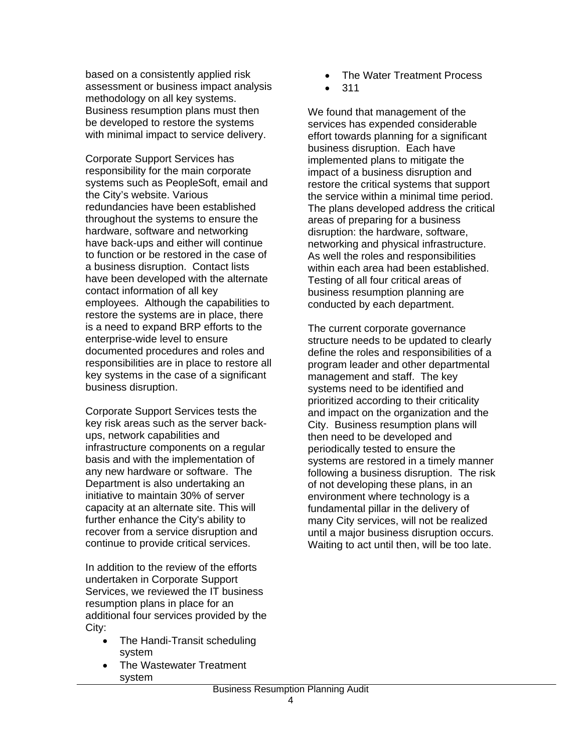based on a consistently applied risk assessment or business impact analysis methodology on all key systems. Business resumption plans must then be developed to restore the systems with minimal impact to service delivery.

Corporate Support Services has responsibility for the main corporate systems such as PeopleSoft, email and the City's website. Various redundancies have been established throughout the systems to ensure the hardware, software and networking have back-ups and either will continue to function or be restored in the case of a business disruption. Contact lists have been developed with the alternate contact information of all key employees. Although the capabilities to restore the systems are in place, there is a need to expand BRP efforts to the enterprise-wide level to ensure documented procedures and roles and responsibilities are in place to restore all key systems in the case of a significant business disruption.

Corporate Support Services tests the key risk areas such as the server back-ups, network capabilities and infrastructure components on a regular basis and with the implementation of any new hardware or software. The Department is also undertaking an initiative to maintain 30% of server capacity at an alternate site. This will further enhance the City's ability to recover from a service disruption and continue to provide critical services.

In addition to the review of the efforts undertaken in Corporate Support Services, we reviewed the IT business resumption plans in place for an additional four services provided by the City:

- The Handi-Transit scheduling system
- The Wastewater Treatment system
- The Water Treatment Process
- 311

We found that management of the services has expended considerable effort towards planning for a significant business disruption. Each have implemented plans to mitigate the impact of a business disruption and restore the critical systems that support the service within a minimal time period. The plans developed address the critical areas of preparing for a business disruption: the hardware, software, networking and physical infrastructure. As well the roles and responsibilities within each area had been established. Testing of all four critical areas of business resumption planning are conducted by each department.

The current corporate governance structure needs to be updated to clearly define the roles and responsibilities of a program leader and other departmental management and staff. The key systems need to be identified and prioritized according to their criticality and impact on the organization and the City. Business resumption plans will then need to be developed and periodically tested to ensure the systems are restored in a timely manner following a business disruption. The risk of not developing these plans, in an environment where technology is a fundamental pillar in the delivery of many City services, will not be realized until a major business disruption occurs. Waiting to act until then, will be too late.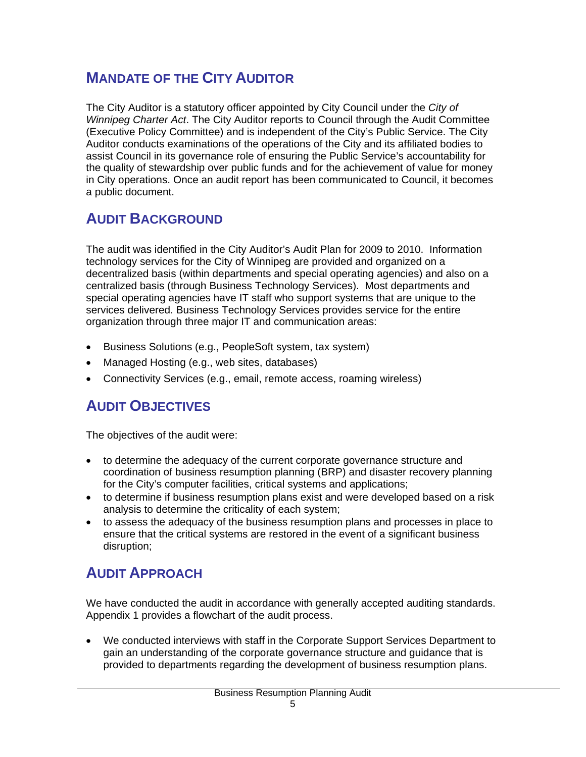## MANDATE OF THE CITY AUDITOR

The City Auditor is a statutory officer appointed by City Council under the *City of Winnipeg Charter Act*. The City Auditor reports to Council through the Audit Committee (Executive Policy Committee) and is independent of the City's Public Service. The City Auditor conducts examinations of the operations of the City and its affiliated bodies to assist Council in its governance role of ensuring the Public Service's accountability for the quality of stewardship over public funds and for the achievement of value for money in City operations. Once an audit report has been communicated to Council, it becomes a public document.

## AUDIT BACKGROUND

The audit was identified in the City Auditor's Audit Plan for 2009 to 2010. Information technology services for the City of Winnipeg are provided and organized on a decentralized basis (within departments and special operating agencies) and also on a centralized basis (through Business Technology Services). Most departments and special operating agencies have IT staff who support systems that are unique to the services delivered. Business Technology Services provides service for the entire organization through three major IT and communication areas:

- Business Solutions (e.g., PeopleSoft system, tax system)
- Managed Hosting (e.g., web sites, databases)
- Connectivity Services (e.g., email, remote access, roaming wireless)

## AUDIT OBJECTIVES

The objectives of the audit were:

- to determine the adequacy of the current corporate governance structure and coordination of business resumption planning (BRP) and disaster recovery planning for the City's computer facilities, critical systems and applications;
- to determine if business resumption plans exist and were developed based on a risk analysis to determine the criticality of each system;
- to assess the adequacy of the business resumption plans and processes in place to ensure that the critical systems are restored in the event of a significant business disruption;

## AUDIT APPROACH

We have conducted the audit in accordance with generally accepted auditing standards. Appendix 1 provides a flowchart of the audit process.

- We conducted interviews with staff in the Corporate Support Services Department to gain an understanding of the corporate governance structure and guidance that is provided to departments regarding the development of business resumption plans.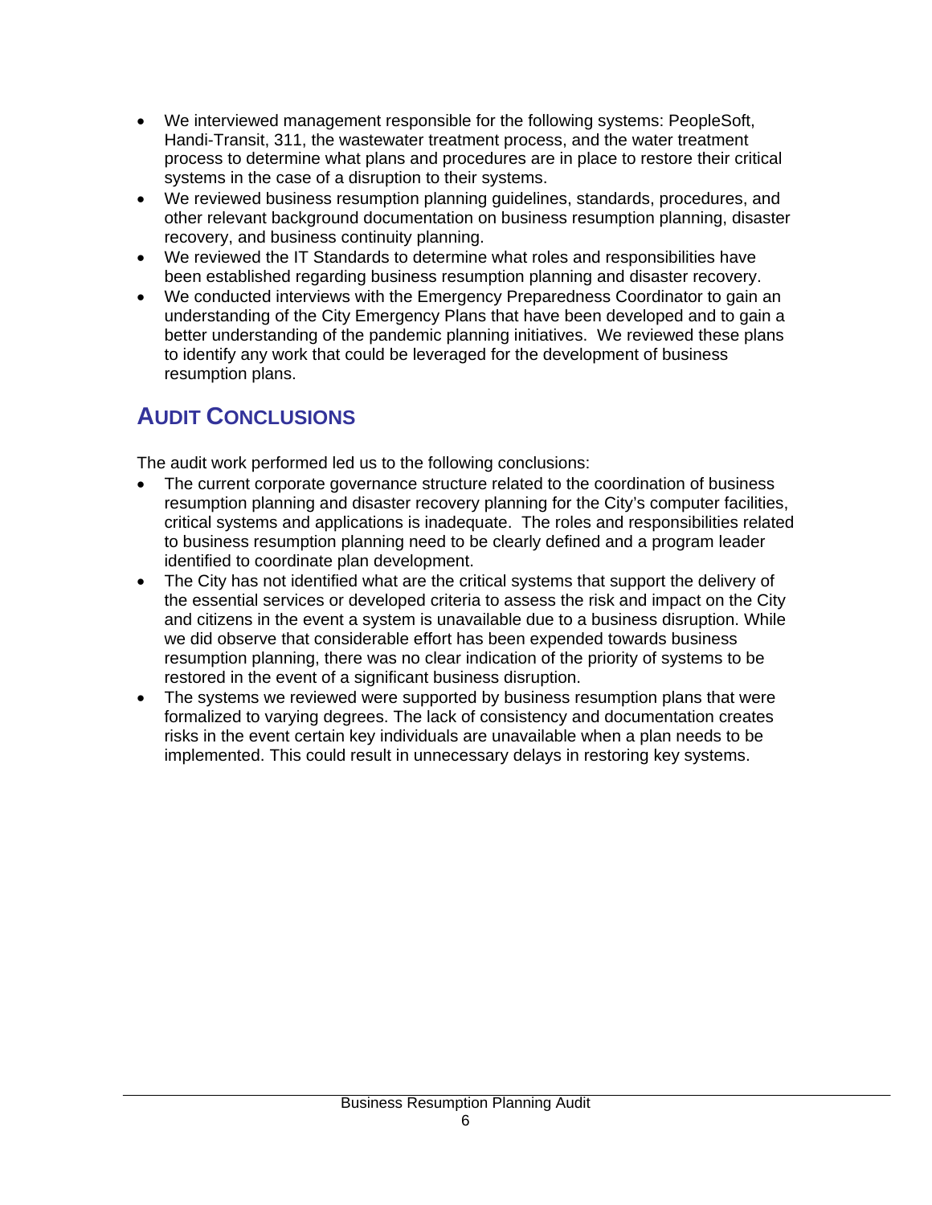- We interviewed management responsible for the following systems: PeopleSoft, Handi-Transit, 311, the wastewater treatment process, and the water treatment process to determine what plans and procedures are in place to restore their critical systems in the case of a disruption to their systems.
- We reviewed business resumption planning guidelines, standards, procedures, and other relevant background documentation on business resumption planning, disaster recovery, and business continuity planning.
- We reviewed the IT Standards to determine what roles and responsibilities have been established regarding business resumption planning and disaster recovery.
- We conducted interviews with the Emergency Preparedness Coordinator to gain an understanding of the City Emergency Plans that have been developed and to gain a better understanding of the pandemic planning initiatives. We reviewed these plans to identify any work that could be leveraged for the development of business resumption plans.

## AUDIT CONCLUSIONS

The audit work performed led us to the following conclusions:

- The current corporate governance structure related to the coordination of business resumption planning and disaster recovery planning for the City's computer facilities, critical systems and applications is inadequate. The roles and responsibilities related to business resumption planning need to be clearly defined and a program leader identified to coordinate plan development.
- The City has not identified what are the critical systems that support the delivery of the essential services or developed criteria to assess the risk and impact on the City and citizens in the event a system is unavailable due to a business disruption. While we did observe that considerable effort has been expended towards business resumption planning, there was no clear indication of the priority of systems to be restored in the event of a significant business disruption.
- The systems we reviewed were supported by business resumption plans that were formalized to varying degrees. The lack of consistency and documentation creates risks in the event certain key individuals are unavailable when a plan needs to be implemented. This could result in unnecessary delays in restoring key systems.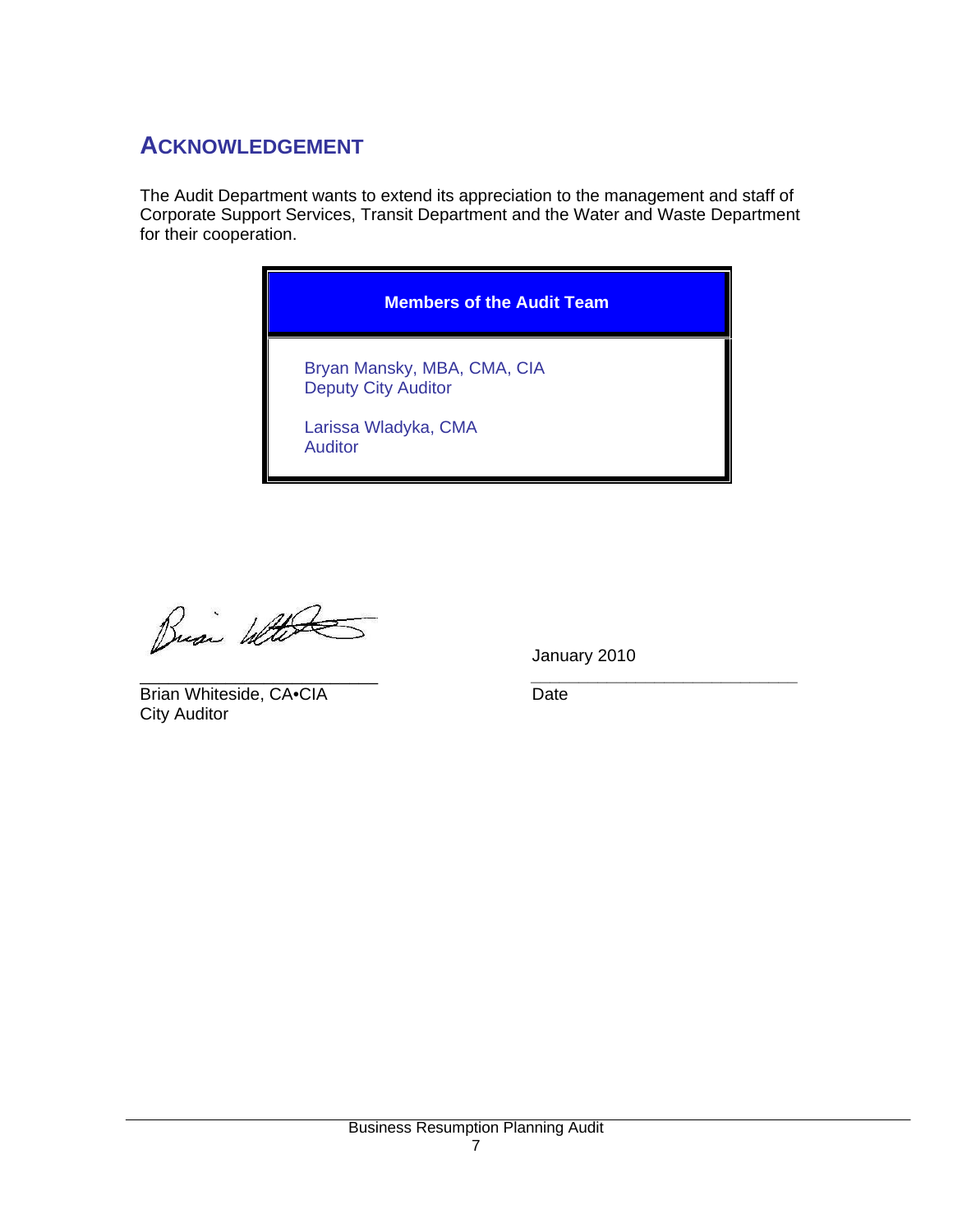## ACKNOWLEDGEMENT

The Audit Department wants to extend its appreciation to the management and staff of Corporate Support Services, Transit Department and the Water and Waste Department for their cooperation.

| Members of the Audit Team |
|---|
| Bryan Mansky, MBA, CMA, CIA<br>Deputy City Auditor<br><br>Larissa Wladyka, CMA<br>Auditor |

_________________________
Brian Whiteside, CA•CIA
City Auditor

January 2010
_________________________
Date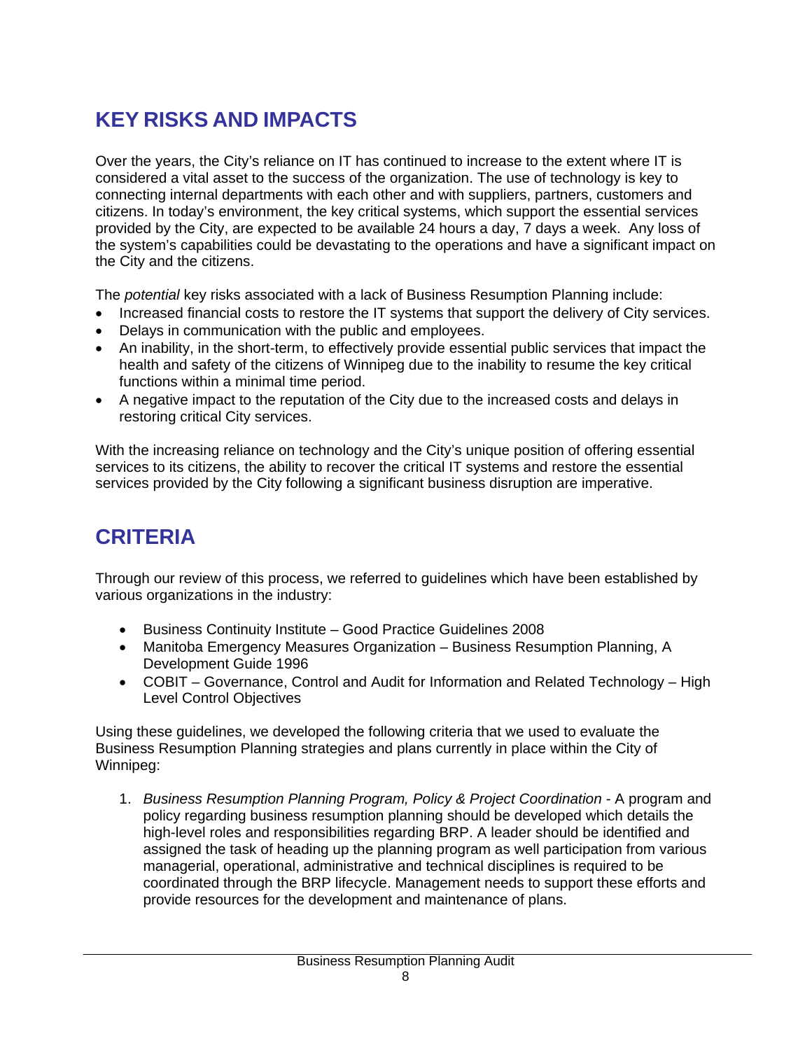## KEY RISKS AND IMPACTS

Over the years, the City's reliance on IT has continued to increase to the extent where IT is considered a vital asset to the success of the organization. The use of technology is key to connecting internal departments with each other and with suppliers, partners, customers and citizens. In today's environment, the key critical systems, which support the essential services provided by the City, are expected to be available 24 hours a day, 7 days a week. Any loss of the system's capabilities could be devastating to the operations and have a significant impact on the City and the citizens.

The *potential* key risks associated with a lack of Business Resumption Planning include:

- Increased financial costs to restore the IT systems that support the delivery of City services.
- Delays in communication with the public and employees.
- An inability, in the short-term, to effectively provide essential public services that impact the health and safety of the citizens of Winnipeg due to the inability to resume the key critical functions within a minimal time period.
- A negative impact to the reputation of the City due to the increased costs and delays in restoring critical City services.

With the increasing reliance on technology and the City's unique position of offering essential services to its citizens, the ability to recover the critical IT systems and restore the essential services provided by the City following a significant business disruption are imperative.

## CRITERIA

Through our review of this process, we referred to guidelines which have been established by various organizations in the industry:

- Business Continuity Institute – Good Practice Guidelines 2008
- Manitoba Emergency Measures Organization – Business Resumption Planning, A Development Guide 1996
- COBIT – Governance, Control and Audit for Information and Related Technology – High Level Control Objectives

Using these guidelines, we developed the following criteria that we used to evaluate the Business Resumption Planning strategies and plans currently in place within the City of Winnipeg:

1. *Business Resumption Planning Program, Policy & Project Coordination* - A program and policy regarding business resumption planning should be developed which details the high-level roles and responsibilities regarding BRP. A leader should be identified and assigned the task of heading up the planning program as well participation from various managerial, operational, administrative and technical disciplines is required to be coordinated through the BRP lifecycle. Management needs to support these efforts and provide resources for the development and maintenance of plans.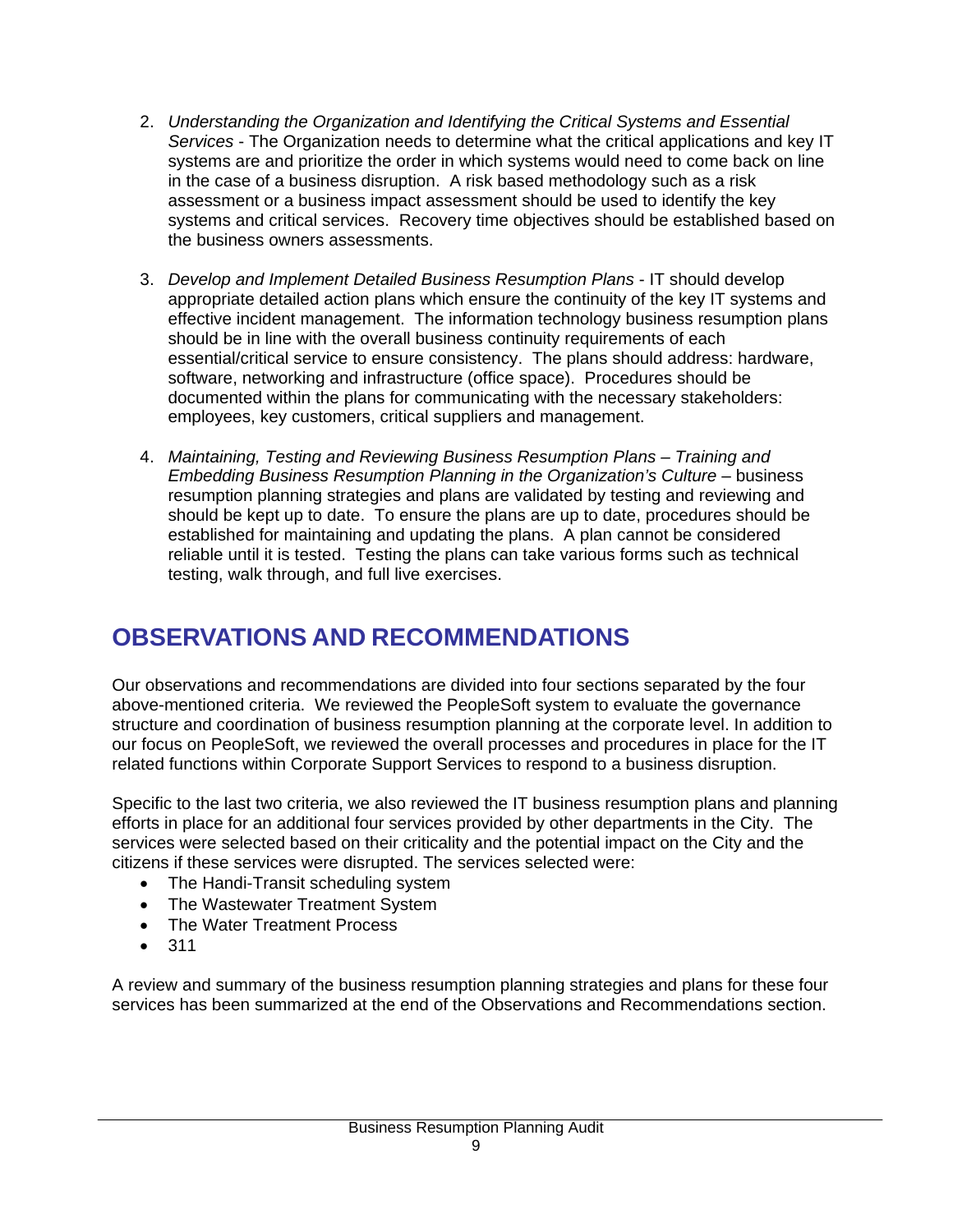2. *Understanding the Organization and Identifying the Critical Systems and Essential Services* - The Organization needs to determine what the critical applications and key IT systems are and prioritize the order in which systems would need to come back on line in the case of a business disruption. A risk based methodology such as a risk assessment or a business impact assessment should be used to identify the key systems and critical services. Recovery time objectives should be established based on the business owners assessments.

3. *Develop and Implement Detailed Business Resumption Plans* - IT should develop appropriate detailed action plans which ensure the continuity of the key IT systems and effective incident management. The information technology business resumption plans should be in line with the overall business continuity requirements of each essential/critical service to ensure consistency. The plans should address: hardware, software, networking and infrastructure (office space). Procedures should be documented within the plans for communicating with the necessary stakeholders: employees, key customers, critical suppliers and management.

4. *Maintaining, Testing and Reviewing Business Resumption Plans – Training and Embedding Business Resumption Planning in the Organization's Culture* – business resumption planning strategies and plans are validated by testing and reviewing and should be kept up to date. To ensure the plans are up to date, procedures should be established for maintaining and updating the plans. A plan cannot be considered reliable until it is tested. Testing the plans can take various forms such as technical testing, walk through, and full live exercises.

# OBSERVATIONS AND RECOMMENDATIONS

Our observations and recommendations are divided into four sections separated by the four above-mentioned criteria. We reviewed the PeopleSoft system to evaluate the governance structure and coordination of business resumption planning at the corporate level. In addition to our focus on PeopleSoft, we reviewed the overall processes and procedures in place for the IT related functions within Corporate Support Services to respond to a business disruption.

Specific to the last two criteria, we also reviewed the IT business resumption plans and planning efforts in place for an additional four services provided by other departments in the City. The services were selected based on their criticality and the potential impact on the City and the citizens if these services were disrupted. The services selected were:

- The Handi-Transit scheduling system
- The Wastewater Treatment System
- The Water Treatment Process
- 311

A review and summary of the business resumption planning strategies and plans for these four services has been summarized at the end of the Observations and Recommendations section.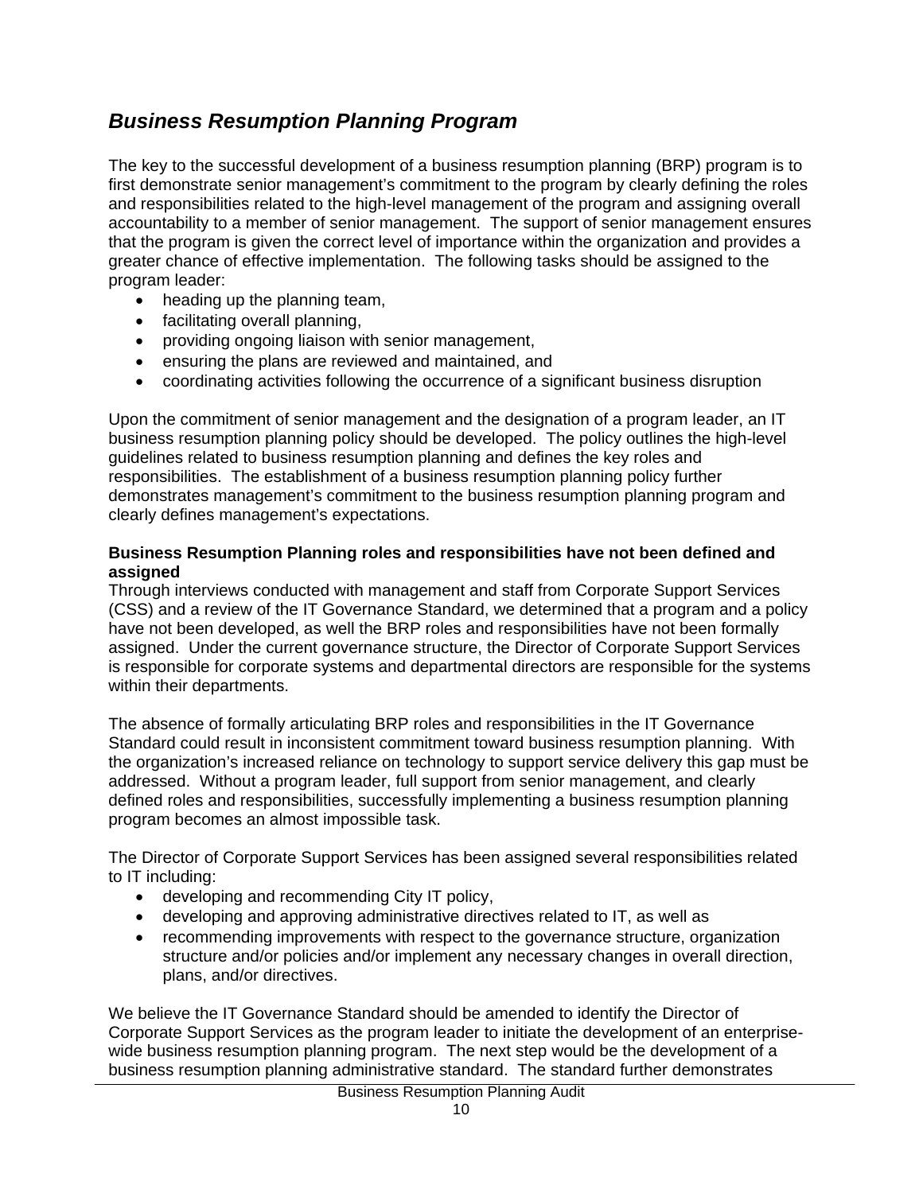## *Business Resumption Planning Program*

The key to the successful development of a business resumption planning (BRP) program is to first demonstrate senior management's commitment to the program by clearly defining the roles and responsibilities related to the high-level management of the program and assigning overall accountability to a member of senior management. The support of senior management ensures that the program is given the correct level of importance within the organization and provides a greater chance of effective implementation. The following tasks should be assigned to the program leader:

- heading up the planning team,
- facilitating overall planning,
- providing ongoing liaison with senior management,
- ensuring the plans are reviewed and maintained, and
- coordinating activities following the occurrence of a significant business disruption

Upon the commitment of senior management and the designation of a program leader, an IT business resumption planning policy should be developed. The policy outlines the high-level guidelines related to business resumption planning and defines the key roles and responsibilities. The establishment of a business resumption planning policy further demonstrates management's commitment to the business resumption planning program and clearly defines management's expectations.

**Business Resumption Planning roles and responsibilities have not been defined and assigned**

Through interviews conducted with management and staff from Corporate Support Services (CSS) and a review of the IT Governance Standard, we determined that a program and a policy have not been developed, as well the BRP roles and responsibilities have not been formally assigned. Under the current governance structure, the Director of Corporate Support Services is responsible for corporate systems and departmental directors are responsible for the systems within their departments.

The absence of formally articulating BRP roles and responsibilities in the IT Governance Standard could result in inconsistent commitment toward business resumption planning. With the organization's increased reliance on technology to support service delivery this gap must be addressed. Without a program leader, full support from senior management, and clearly defined roles and responsibilities, successfully implementing a business resumption planning program becomes an almost impossible task.

The Director of Corporate Support Services has been assigned several responsibilities related to IT including:

- developing and recommending City IT policy,
- developing and approving administrative directives related to IT, as well as
- recommending improvements with respect to the governance structure, organization structure and/or policies and/or implement any necessary changes in overall direction, plans, and/or directives.

We believe the IT Governance Standard should be amended to identify the Director of Corporate Support Services as the program leader to initiate the development of an enterprise-wide business resumption planning program. The next step would be the development of a business resumption planning administrative standard. The standard further demonstrates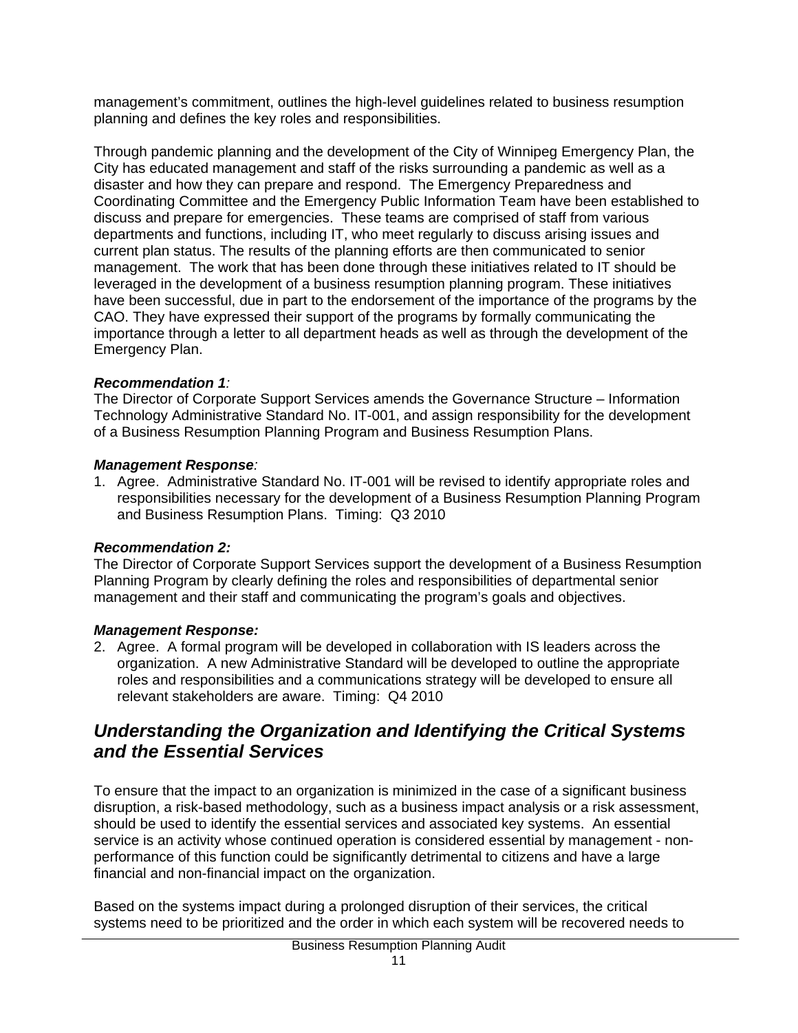management's commitment, outlines the high-level guidelines related to business resumption planning and defines the key roles and responsibilities.

Through pandemic planning and the development of the City of Winnipeg Emergency Plan, the City has educated management and staff of the risks surrounding a pandemic as well as a disaster and how they can prepare and respond. The Emergency Preparedness and Coordinating Committee and the Emergency Public Information Team have been established to discuss and prepare for emergencies. These teams are comprised of staff from various departments and functions, including IT, who meet regularly to discuss arising issues and current plan status. The results of the planning efforts are then communicated to senior management. The work that has been done through these initiatives related to IT should be leveraged in the development of a business resumption planning program. These initiatives have been successful, due in part to the endorsement of the importance of the programs by the CAO. They have expressed their support of the programs by formally communicating the importance through a letter to all department heads as well as through the development of the Emergency Plan.

***Recommendation 1****:*
The Director of Corporate Support Services amends the Governance Structure – Information Technology Administrative Standard No. IT-001, and assign responsibility for the development of a Business Resumption Planning Program and Business Resumption Plans.

***Management Response****:*
1. Agree. Administrative Standard No. IT-001 will be revised to identify appropriate roles and responsibilities necessary for the development of a Business Resumption Planning Program and Business Resumption Plans. Timing: Q3 2010

***Recommendation 2:***
The Director of Corporate Support Services support the development of a Business Resumption Planning Program by clearly defining the roles and responsibilities of departmental senior management and their staff and communicating the program's goals and objectives.

***Management Response:***
2. Agree. A formal program will be developed in collaboration with IS leaders across the organization. A new Administrative Standard will be developed to outline the appropriate roles and responsibilities and a communications strategy will be developed to ensure all relevant stakeholders are aware. Timing: Q4 2010

## *Understanding the Organization and Identifying the Critical Systems and the Essential Services*

To ensure that the impact to an organization is minimized in the case of a significant business disruption, a risk-based methodology, such as a business impact analysis or a risk assessment, should be used to identify the essential services and associated key systems. An essential service is an activity whose continued operation is considered essential by management - non-performance of this function could be significantly detrimental to citizens and have a large financial and non-financial impact on the organization.

Based on the systems impact during a prolonged disruption of their services, the critical systems need to be prioritized and the order in which each system will be recovered needs to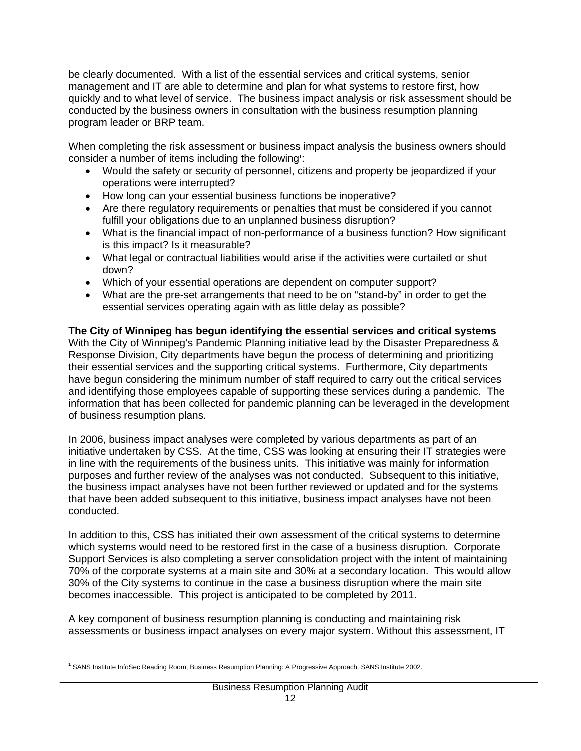be clearly documented. With a list of the essential services and critical systems, senior management and IT are able to determine and plan for what systems to restore first, how quickly and to what level of service. The business impact analysis or risk assessment should be conducted by the business owners in consultation with the business resumption planning program leader or BRP team.

When completing the risk assessment or business impact analysis the business owners should consider a number of items including the following[1]:

- Would the safety or security of personnel, citizens and property be jeopardized if your operations were interrupted?
- How long can your essential business functions be inoperative?
- Are there regulatory requirements or penalties that must be considered if you cannot fulfill your obligations due to an unplanned business disruption?
- What is the financial impact of non-performance of a business function? How significant is this impact? Is it measurable?
- What legal or contractual liabilities would arise if the activities were curtailed or shut down?
- Which of your essential operations are dependent on computer support?
- What are the pre-set arrangements that need to be on "stand-by" in order to get the essential services operating again with as little delay as possible?

**The City of Winnipeg has begun identifying the essential services and critical systems**

With the City of Winnipeg's Pandemic Planning initiative lead by the Disaster Preparedness & Response Division, City departments have begun the process of determining and prioritizing their essential services and the supporting critical systems. Furthermore, City departments have begun considering the minimum number of staff required to carry out the critical services and identifying those employees capable of supporting these services during a pandemic. The information that has been collected for pandemic planning can be leveraged in the development of business resumption plans.

In 2006, business impact analyses were completed by various departments as part of an initiative undertaken by CSS. At the time, CSS was looking at ensuring their IT strategies were in line with the requirements of the business units. This initiative was mainly for information purposes and further review of the analyses was not conducted. Subsequent to this initiative, the business impact analyses have not been further reviewed or updated and for the systems that have been added subsequent to this initiative, business impact analyses have not been conducted.

In addition to this, CSS has initiated their own assessment of the critical systems to determine which systems would need to be restored first in the case of a business disruption. Corporate Support Services is also completing a server consolidation project with the intent of maintaining 70% of the corporate systems at a main site and 30% at a secondary location. This would allow 30% of the City systems to continue in the case a business disruption where the main site becomes inaccessible. This project is anticipated to be completed by 2011.

A key component of business resumption planning is conducting and maintaining risk assessments or business impact analyses on every major system. Without this assessment, IT

[1] SANS Institute InfoSec Reading Room, Business Resumption Planning: A Progressive Approach. SANS Institute 2002.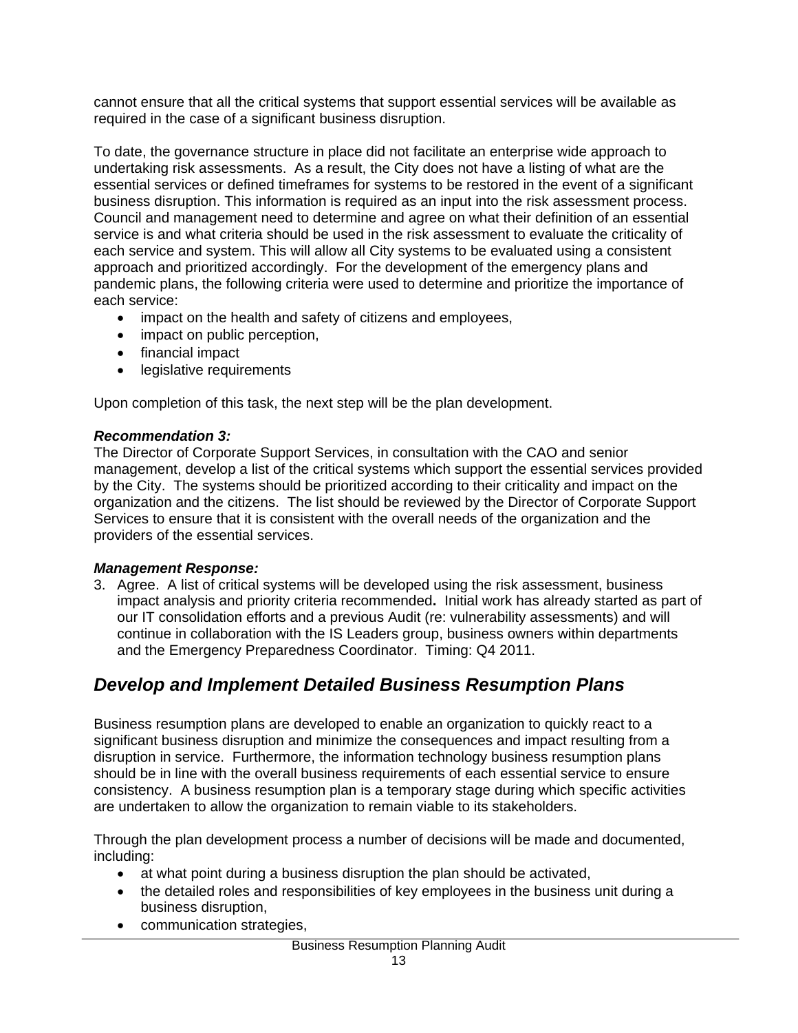cannot ensure that all the critical systems that support essential services will be available as required in the case of a significant business disruption.

To date, the governance structure in place did not facilitate an enterprise wide approach to undertaking risk assessments. As a result, the City does not have a listing of what are the essential services or defined timeframes for systems to be restored in the event of a significant business disruption. This information is required as an input into the risk assessment process. Council and management need to determine and agree on what their definition of an essential service is and what criteria should be used in the risk assessment to evaluate the criticality of each service and system. This will allow all City systems to be evaluated using a consistent approach and prioritized accordingly. For the development of the emergency plans and pandemic plans, the following criteria were used to determine and prioritize the importance of each service:

- impact on the health and safety of citizens and employees,
- impact on public perception,
- financial impact
- legislative requirements

Upon completion of this task, the next step will be the plan development.

***Recommendation 3:***

The Director of Corporate Support Services, in consultation with the CAO and senior management, develop a list of the critical systems which support the essential services provided by the City. The systems should be prioritized according to their criticality and impact on the organization and the citizens. The list should be reviewed by the Director of Corporate Support Services to ensure that it is consistent with the overall needs of the organization and the providers of the essential services.

***Management Response:***

3. Agree. A list of critical systems will be developed using the risk assessment, business impact analysis and priority criteria recommended**.** Initial work has already started as part of our IT consolidation efforts and a previous Audit (re: vulnerability assessments) and will continue in collaboration with the IS Leaders group, business owners within departments and the Emergency Preparedness Coordinator. Timing: Q4 2011.

## *Develop and Implement Detailed Business Resumption Plans*

Business resumption plans are developed to enable an organization to quickly react to a significant business disruption and minimize the consequences and impact resulting from a disruption in service. Furthermore, the information technology business resumption plans should be in line with the overall business requirements of each essential service to ensure consistency. A business resumption plan is a temporary stage during which specific activities are undertaken to allow the organization to remain viable to its stakeholders.

Through the plan development process a number of decisions will be made and documented, including:

- at what point during a business disruption the plan should be activated,
- the detailed roles and responsibilities of key employees in the business unit during a business disruption,
- communication strategies,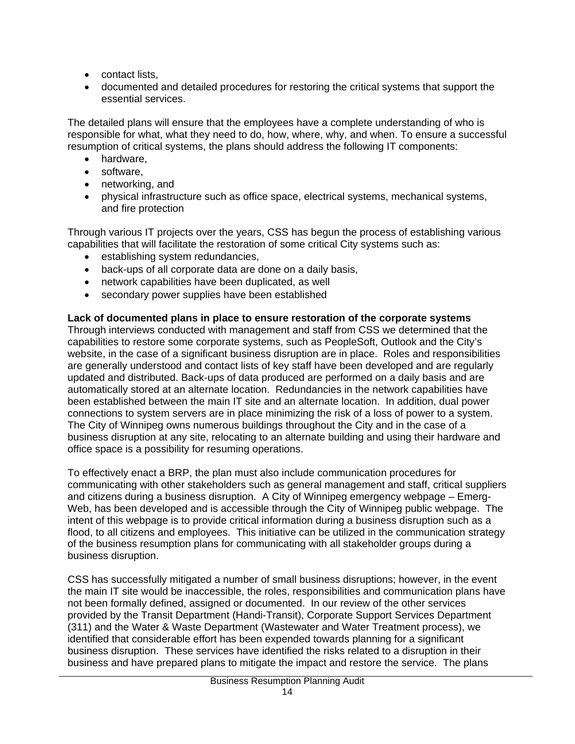- contact lists,
- documented and detailed procedures for restoring the critical systems that support the essential services.

The detailed plans will ensure that the employees have a complete understanding of who is responsible for what, what they need to do, how, where, why, and when. To ensure a successful resumption of critical systems, the plans should address the following IT components:

- hardware,
- software,
- networking, and
- physical infrastructure such as office space, electrical systems, mechanical systems, and fire protection

Through various IT projects over the years, CSS has begun the process of establishing various capabilities that will facilitate the restoration of some critical City systems such as:

- establishing system redundancies,
- back-ups of all corporate data are done on a daily basis,
- network capabilities have been duplicated, as well
- secondary power supplies have been established

**Lack of documented plans in place to ensure restoration of the corporate systems**

Through interviews conducted with management and staff from CSS we determined that the capabilities to restore some corporate systems, such as PeopleSoft, Outlook and the City's website, in the case of a significant business disruption are in place. Roles and responsibilities are generally understood and contact lists of key staff have been developed and are regularly updated and distributed. Back-ups of data produced are performed on a daily basis and are automatically stored at an alternate location. Redundancies in the network capabilities have been established between the main IT site and an alternate location. In addition, dual power connections to system servers are in place minimizing the risk of a loss of power to a system. The City of Winnipeg owns numerous buildings throughout the City and in the case of a business disruption at any site, relocating to an alternate building and using their hardware and office space is a possibility for resuming operations.

To effectively enact a BRP, the plan must also include communication procedures for communicating with other stakeholders such as general management and staff, critical suppliers and citizens during a business disruption. A City of Winnipeg emergency webpage – Emerg-Web, has been developed and is accessible through the City of Winnipeg public webpage. The intent of this webpage is to provide critical information during a business disruption such as a flood, to all citizens and employees. This initiative can be utilized in the communication strategy of the business resumption plans for communicating with all stakeholder groups during a business disruption.

CSS has successfully mitigated a number of small business disruptions; however, in the event the main IT site would be inaccessible, the roles, responsibilities and communication plans have not been formally defined, assigned or documented. In our review of the other services provided by the Transit Department (Handi-Transit), Corporate Support Services Department (311) and the Water & Waste Department (Wastewater and Water Treatment process), we identified that considerable effort has been expended towards planning for a significant business disruption. These services have identified the risks related to a disruption in their business and have prepared plans to mitigate the impact and restore the service. The plans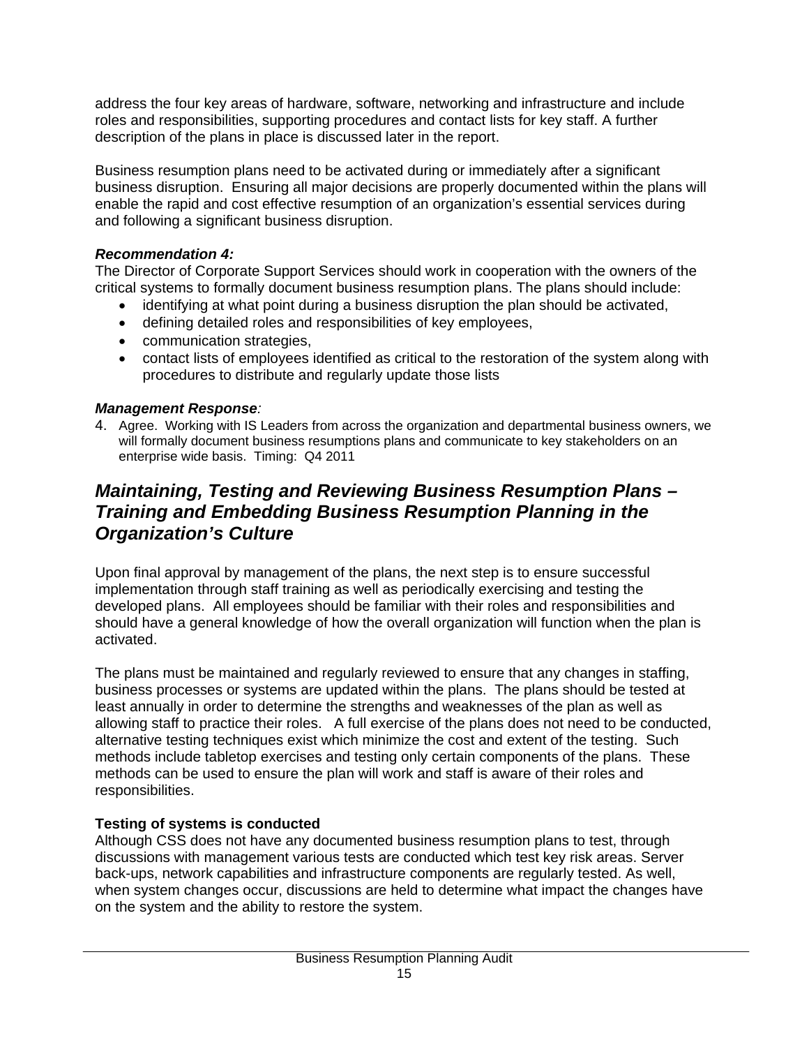address the four key areas of hardware, software, networking and infrastructure and include roles and responsibilities, supporting procedures and contact lists for key staff. A further description of the plans in place is discussed later in the report.

Business resumption plans need to be activated during or immediately after a significant business disruption. Ensuring all major decisions are properly documented within the plans will enable the rapid and cost effective resumption of an organization's essential services during and following a significant business disruption.

***Recommendation 4:***

The Director of Corporate Support Services should work in cooperation with the owners of the critical systems to formally document business resumption plans. The plans should include:

- identifying at what point during a business disruption the plan should be activated,
- defining detailed roles and responsibilities of key employees,
- communication strategies,
- contact lists of employees identified as critical to the restoration of the system along with procedures to distribute and regularly update those lists

***Management Response**:*

4. Agree. Working with IS Leaders from across the organization and departmental business owners, we will formally document business resumptions plans and communicate to key stakeholders on an enterprise wide basis. Timing: Q4 2011

## *Maintaining, Testing and Reviewing Business Resumption Plans – Training and Embedding Business Resumption Planning in the Organization's Culture*

Upon final approval by management of the plans, the next step is to ensure successful implementation through staff training as well as periodically exercising and testing the developed plans. All employees should be familiar with their roles and responsibilities and should have a general knowledge of how the overall organization will function when the plan is activated.

The plans must be maintained and regularly reviewed to ensure that any changes in staffing, business processes or systems are updated within the plans. The plans should be tested at least annually in order to determine the strengths and weaknesses of the plan as well as allowing staff to practice their roles. A full exercise of the plans does not need to be conducted, alternative testing techniques exist which minimize the cost and extent of the testing. Such methods include tabletop exercises and testing only certain components of the plans. These methods can be used to ensure the plan will work and staff is aware of their roles and responsibilities.

**Testing of systems is conducted**

Although CSS does not have any documented business resumption plans to test, through discussions with management various tests are conducted which test key risk areas. Server back-ups, network capabilities and infrastructure components are regularly tested. As well, when system changes occur, discussions are held to determine what impact the changes have on the system and the ability to restore the system.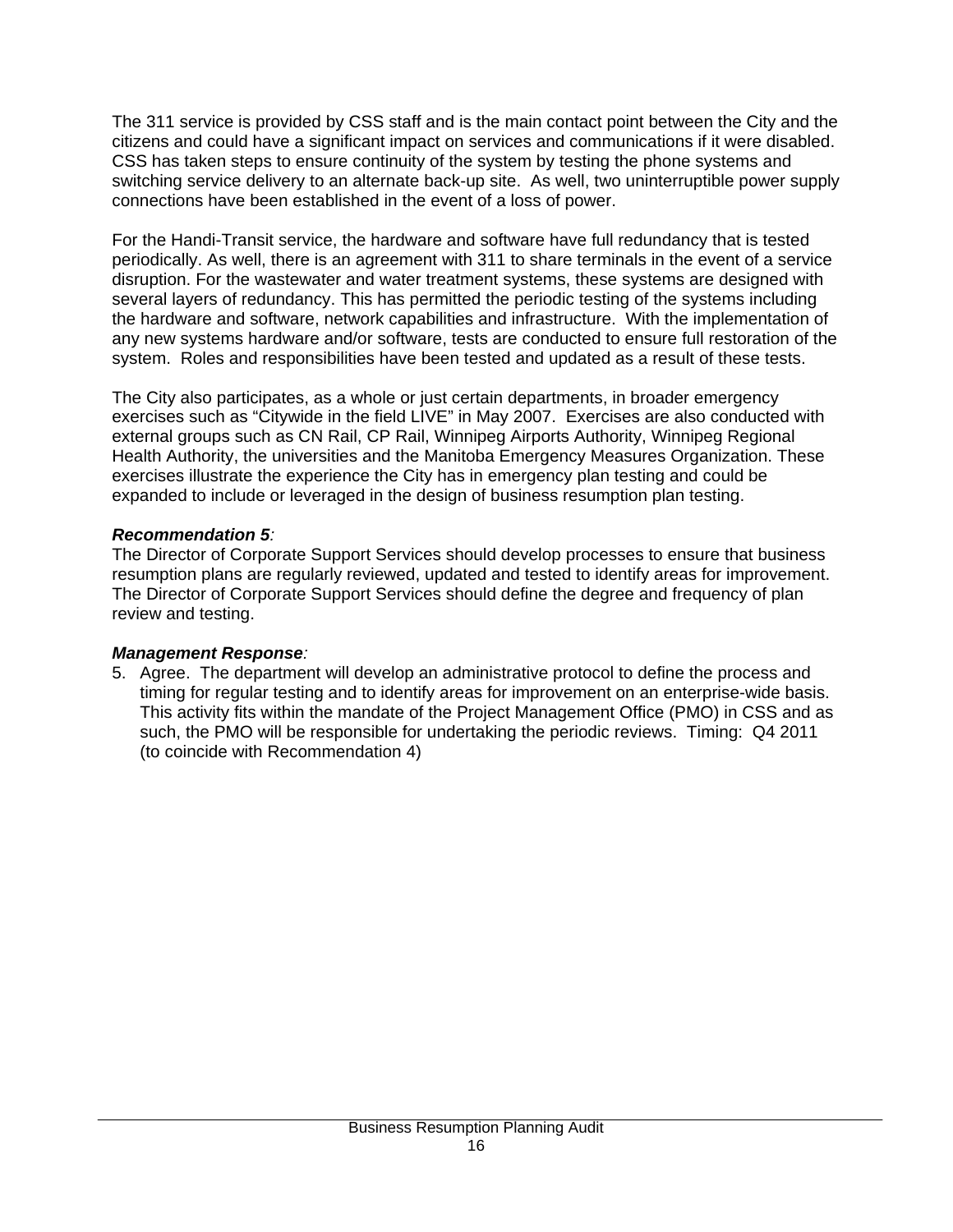The 311 service is provided by CSS staff and is the main contact point between the City and the citizens and could have a significant impact on services and communications if it were disabled. CSS has taken steps to ensure continuity of the system by testing the phone systems and switching service delivery to an alternate back-up site. As well, two uninterruptible power supply connections have been established in the event of a loss of power.

For the Handi-Transit service, the hardware and software have full redundancy that is tested periodically. As well, there is an agreement with 311 to share terminals in the event of a service disruption. For the wastewater and water treatment systems, these systems are designed with several layers of redundancy. This has permitted the periodic testing of the systems including the hardware and software, network capabilities and infrastructure. With the implementation of any new systems hardware and/or software, tests are conducted to ensure full restoration of the system. Roles and responsibilities have been tested and updated as a result of these tests.

The City also participates, as a whole or just certain departments, in broader emergency exercises such as "Citywide in the field LIVE" in May 2007. Exercises are also conducted with external groups such as CN Rail, CP Rail, Winnipeg Airports Authority, Winnipeg Regional Health Authority, the universities and the Manitoba Emergency Measures Organization. These exercises illustrate the experience the City has in emergency plan testing and could be expanded to include or leveraged in the design of business resumption plan testing.

***Recommendation 5***:
The Director of Corporate Support Services should develop processes to ensure that business resumption plans are regularly reviewed, updated and tested to identify areas for improvement. The Director of Corporate Support Services should define the degree and frequency of plan review and testing.

***Management Response***:

5. Agree. The department will develop an administrative protocol to define the process and timing for regular testing and to identify areas for improvement on an enterprise-wide basis. This activity fits within the mandate of the Project Management Office (PMO) in CSS and as such, the PMO will be responsible for undertaking the periodic reviews. Timing: Q4 2011 (to coincide with Recommendation 4)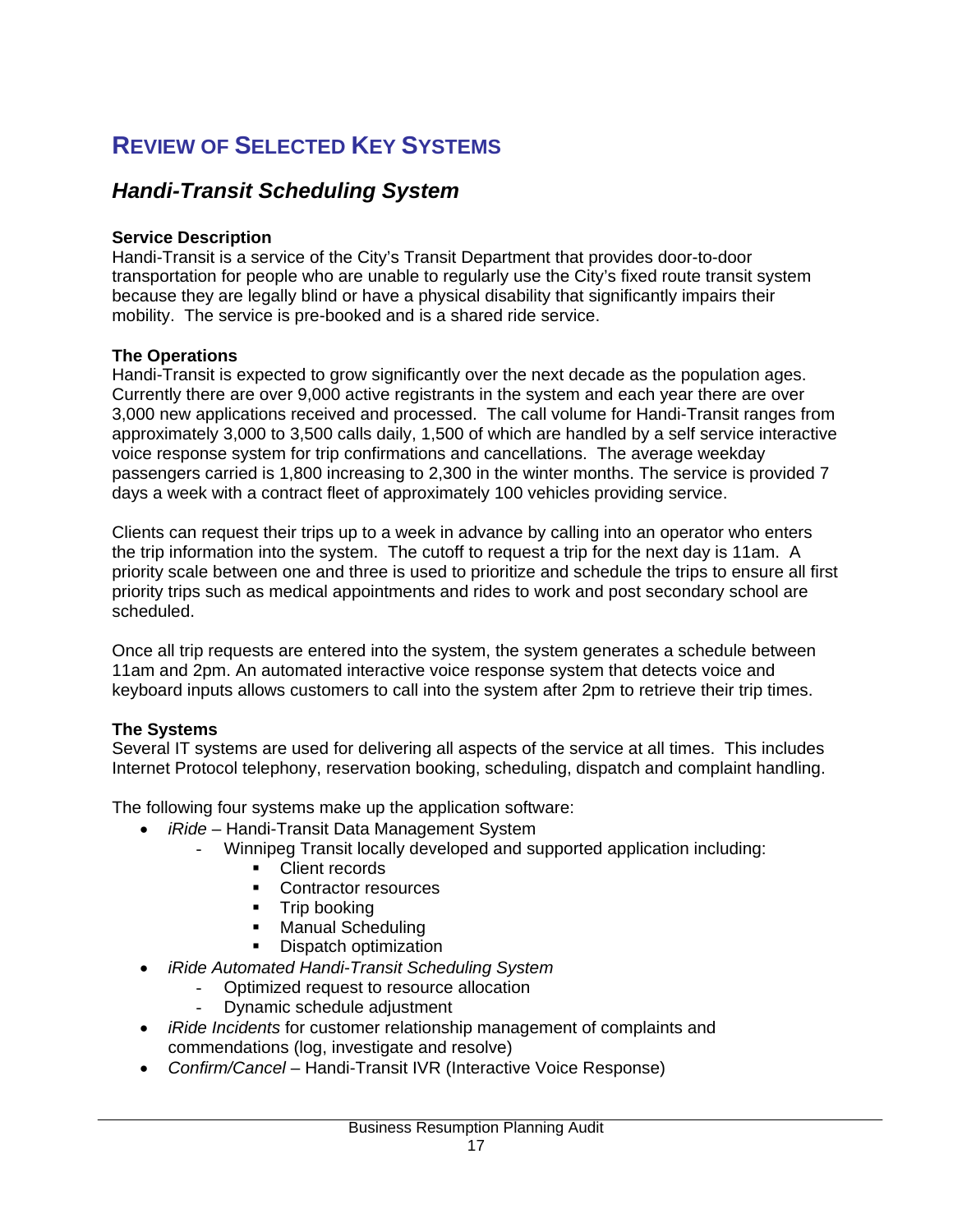# REVIEW OF SELECTED KEY SYSTEMS

## *Handi-Transit Scheduling System*

**Service Description**
Handi-Transit is a service of the City's Transit Department that provides door-to-door transportation for people who are unable to regularly use the City's fixed route transit system because they are legally blind or have a physical disability that significantly impairs their mobility. The service is pre-booked and is a shared ride service.

**The Operations**
Handi-Transit is expected to grow significantly over the next decade as the population ages. Currently there are over 9,000 active registrants in the system and each year there are over 3,000 new applications received and processed. The call volume for Handi-Transit ranges from approximately 3,000 to 3,500 calls daily, 1,500 of which are handled by a self service interactive voice response system for trip confirmations and cancellations. The average weekday passengers carried is 1,800 increasing to 2,300 in the winter months. The service is provided 7 days a week with a contract fleet of approximately 100 vehicles providing service.

Clients can request their trips up to a week in advance by calling into an operator who enters the trip information into the system. The cutoff to request a trip for the next day is 11am. A priority scale between one and three is used to prioritize and schedule the trips to ensure all first priority trips such as medical appointments and rides to work and post secondary school are scheduled.

Once all trip requests are entered into the system, the system generates a schedule between 11am and 2pm. An automated interactive voice response system that detects voice and keyboard inputs allows customers to call into the system after 2pm to retrieve their trip times.

**The Systems**
Several IT systems are used for delivering all aspects of the service at all times. This includes Internet Protocol telephony, reservation booking, scheduling, dispatch and complaint handling.

The following four systems make up the application software:

- *iRide* – Handi-Transit Data Management System
  - Winnipeg Transit locally developed and supported application including:
    - Client records
    - Contractor resources
    - Trip booking
    - Manual Scheduling
    - Dispatch optimization
- *iRide Automated Handi-Transit Scheduling System*
  - Optimized request to resource allocation
  - Dynamic schedule adjustment
- *iRide Incidents* for customer relationship management of complaints and commendations (log, investigate and resolve)
- *Confirm/Cancel* – Handi-Transit IVR (Interactive Voice Response)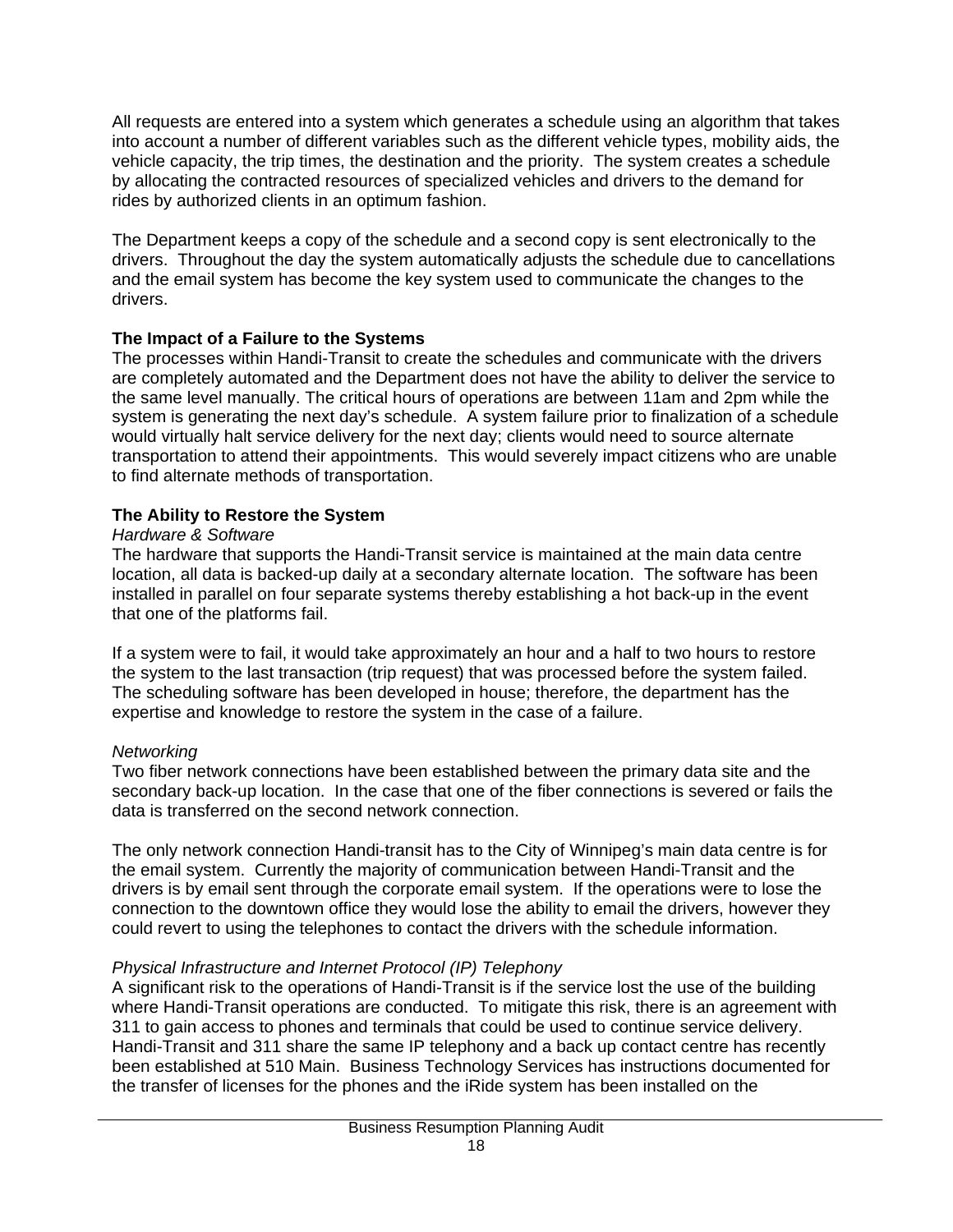All requests are entered into a system which generates a schedule using an algorithm that takes into account a number of different variables such as the different vehicle types, mobility aids, the vehicle capacity, the trip times, the destination and the priority. The system creates a schedule by allocating the contracted resources of specialized vehicles and drivers to the demand for rides by authorized clients in an optimum fashion.

The Department keeps a copy of the schedule and a second copy is sent electronically to the drivers. Throughout the day the system automatically adjusts the schedule due to cancellations and the email system has become the key system used to communicate the changes to the drivers.

**The Impact of a Failure to the Systems**
The processes within Handi-Transit to create the schedules and communicate with the drivers are completely automated and the Department does not have the ability to deliver the service to the same level manually. The critical hours of operations are between 11am and 2pm while the system is generating the next day's schedule. A system failure prior to finalization of a schedule would virtually halt service delivery for the next day; clients would need to source alternate transportation to attend their appointments. This would severely impact citizens who are unable to find alternate methods of transportation.

**The Ability to Restore the System**
*Hardware & Software*
The hardware that supports the Handi-Transit service is maintained at the main data centre location, all data is backed-up daily at a secondary alternate location. The software has been installed in parallel on four separate systems thereby establishing a hot back-up in the event that one of the platforms fail.

If a system were to fail, it would take approximately an hour and a half to two hours to restore the system to the last transaction (trip request) that was processed before the system failed. The scheduling software has been developed in house; therefore, the department has the expertise and knowledge to restore the system in the case of a failure.

*Networking*
Two fiber network connections have been established between the primary data site and the secondary back-up location. In the case that one of the fiber connections is severed or fails the data is transferred on the second network connection.

The only network connection Handi-transit has to the City of Winnipeg's main data centre is for the email system. Currently the majority of communication between Handi-Transit and the drivers is by email sent through the corporate email system. If the operations were to lose the connection to the downtown office they would lose the ability to email the drivers, however they could revert to using the telephones to contact the drivers with the schedule information.

*Physical Infrastructure and Internet Protocol (IP) Telephony*
A significant risk to the operations of Handi-Transit is if the service lost the use of the building where Handi-Transit operations are conducted. To mitigate this risk, there is an agreement with 311 to gain access to phones and terminals that could be used to continue service delivery. Handi-Transit and 311 share the same IP telephony and a back up contact centre has recently been established at 510 Main. Business Technology Services has instructions documented for the transfer of licenses for the phones and the iRide system has been installed on the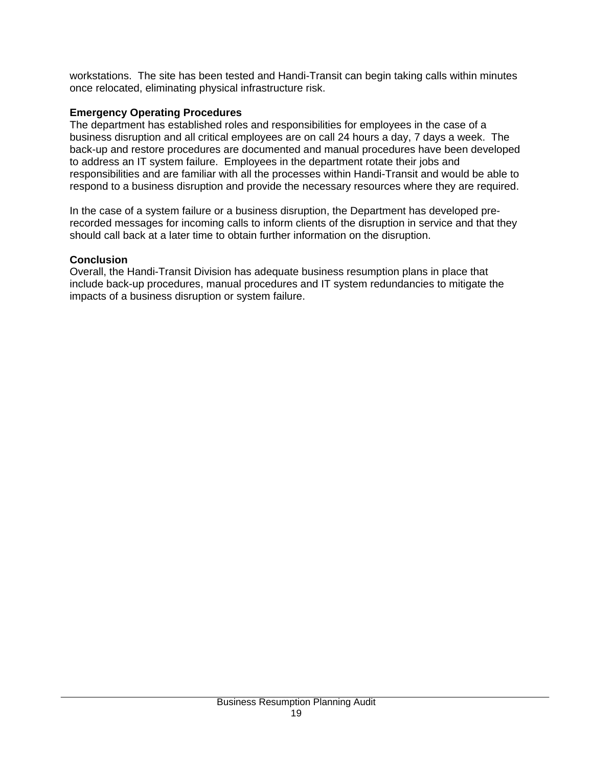workstations. The site has been tested and Handi-Transit can begin taking calls within minutes once relocated, eliminating physical infrastructure risk.

**Emergency Operating Procedures**
The department has established roles and responsibilities for employees in the case of a business disruption and all critical employees are on call 24 hours a day, 7 days a week. The back-up and restore procedures are documented and manual procedures have been developed to address an IT system failure. Employees in the department rotate their jobs and responsibilities and are familiar with all the processes within Handi-Transit and would be able to respond to a business disruption and provide the necessary resources where they are required.

In the case of a system failure or a business disruption, the Department has developed pre-recorded messages for incoming calls to inform clients of the disruption in service and that they should call back at a later time to obtain further information on the disruption.

**Conclusion**
Overall, the Handi-Transit Division has adequate business resumption plans in place that include back-up procedures, manual procedures and IT system redundancies to mitigate the impacts of a business disruption or system failure.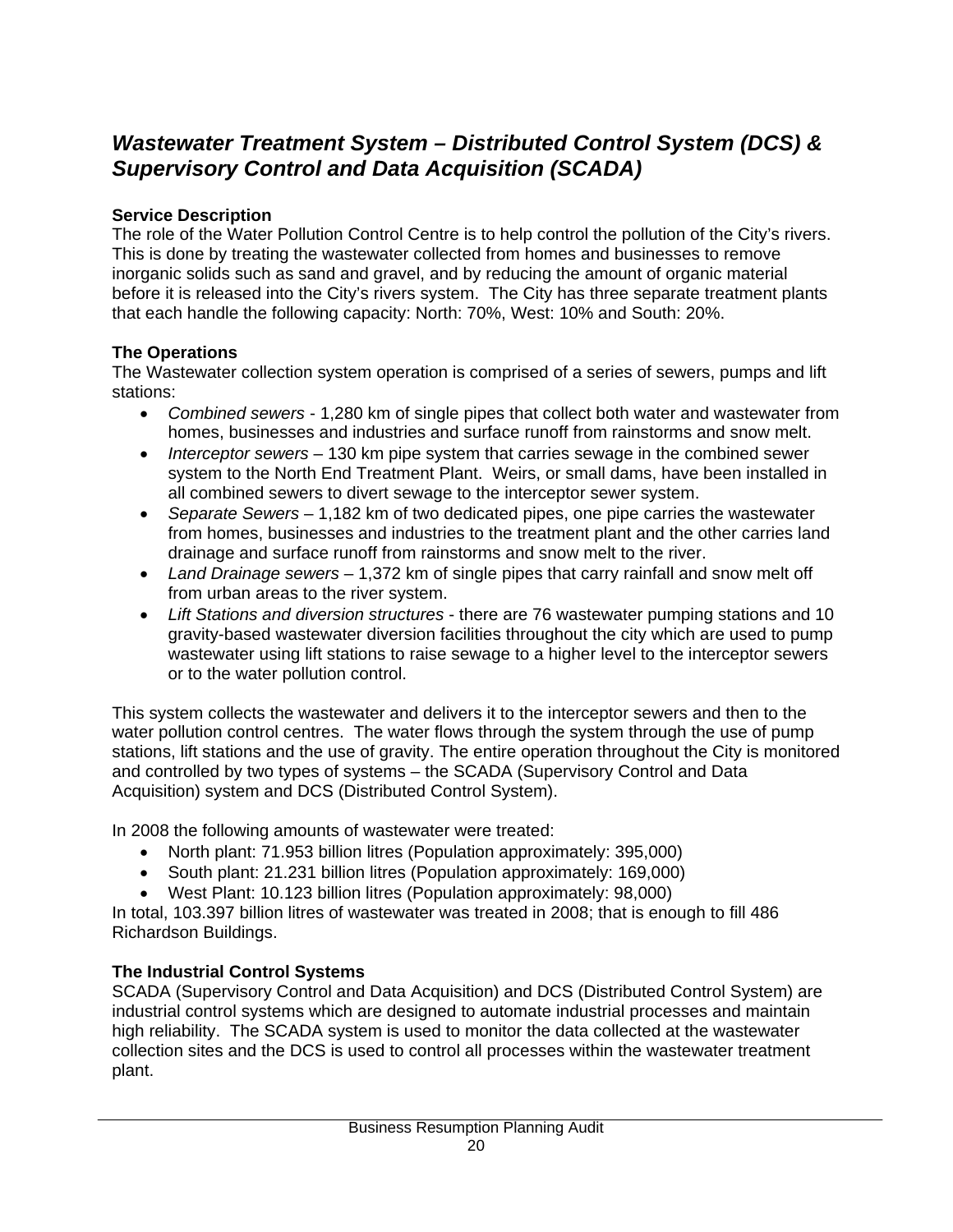## *Wastewater Treatment System – Distributed Control System (DCS) & Supervisory Control and Data Acquisition (SCADA)*

**Service Description**

The role of the Water Pollution Control Centre is to help control the pollution of the City's rivers. This is done by treating the wastewater collected from homes and businesses to remove inorganic solids such as sand and gravel, and by reducing the amount of organic material before it is released into the City's rivers system. The City has three separate treatment plants that each handle the following capacity: North: 70%, West: 10% and South: 20%.

**The Operations**

The Wastewater collection system operation is comprised of a series of sewers, pumps and lift stations:

- *Combined sewers* - 1,280 km of single pipes that collect both water and wastewater from homes, businesses and industries and surface runoff from rainstorms and snow melt.
- *Interceptor sewers* – 130 km pipe system that carries sewage in the combined sewer system to the North End Treatment Plant. Weirs, or small dams, have been installed in all combined sewers to divert sewage to the interceptor sewer system.
- *Separate Sewers* – 1,182 km of two dedicated pipes, one pipe carries the wastewater from homes, businesses and industries to the treatment plant and the other carries land drainage and surface runoff from rainstorms and snow melt to the river.
- *Land Drainage sewers* – 1,372 km of single pipes that carry rainfall and snow melt off from urban areas to the river system.
- *Lift Stations and diversion structures* - there are 76 wastewater pumping stations and 10 gravity-based wastewater diversion facilities throughout the city which are used to pump wastewater using lift stations to raise sewage to a higher level to the interceptor sewers or to the water pollution control.

This system collects the wastewater and delivers it to the interceptor sewers and then to the water pollution control centres. The water flows through the system through the use of pump stations, lift stations and the use of gravity. The entire operation throughout the City is monitored and controlled by two types of systems – the SCADA (Supervisory Control and Data Acquisition) system and DCS (Distributed Control System).

In 2008 the following amounts of wastewater were treated:

- North plant: 71.953 billion litres (Population approximately: 395,000)
- South plant: 21.231 billion litres (Population approximately: 169,000)
- West Plant: 10.123 billion litres (Population approximately: 98,000)

In total, 103.397 billion litres of wastewater was treated in 2008; that is enough to fill 486 Richardson Buildings.

**The Industrial Control Systems**

SCADA (Supervisory Control and Data Acquisition) and DCS (Distributed Control System) are industrial control systems which are designed to automate industrial processes and maintain high reliability. The SCADA system is used to monitor the data collected at the wastewater collection sites and the DCS is used to control all processes within the wastewater treatment plant.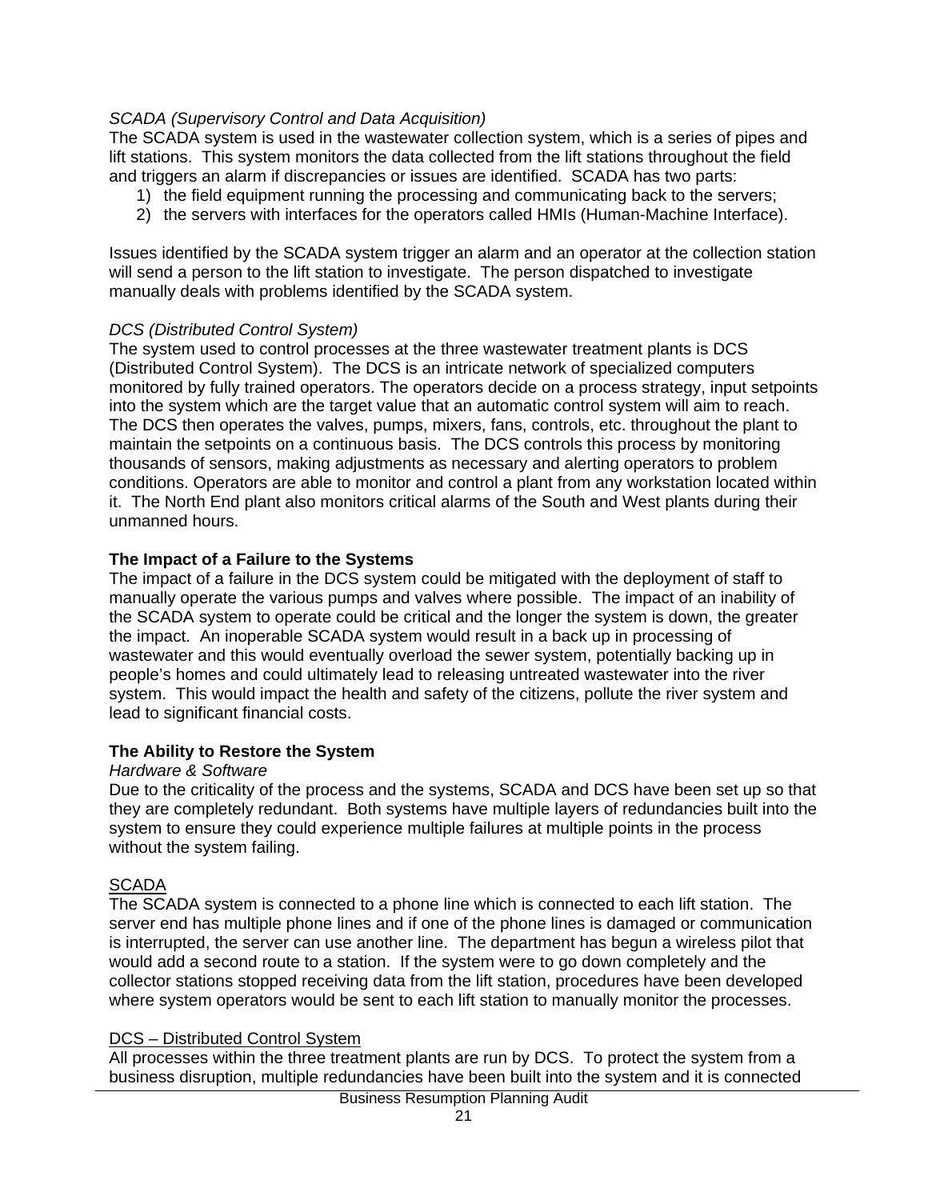*SCADA (Supervisory Control and Data Acquisition)*
The SCADA system is used in the wastewater collection system, which is a series of pipes and lift stations. This system monitors the data collected from the lift stations throughout the field and triggers an alarm if discrepancies or issues are identified. SCADA has two parts:

1) the field equipment running the processing and communicating back to the servers;
2) the servers with interfaces for the operators called HMIs (Human-Machine Interface).

Issues identified by the SCADA system trigger an alarm and an operator at the collection station will send a person to the lift station to investigate. The person dispatched to investigate manually deals with problems identified by the SCADA system.

*DCS (Distributed Control System)*
The system used to control processes at the three wastewater treatment plants is DCS (Distributed Control System). The DCS is an intricate network of specialized computers monitored by fully trained operators. The operators decide on a process strategy, input setpoints into the system which are the target value that an automatic control system will aim to reach. The DCS then operates the valves, pumps, mixers, fans, controls, etc. throughout the plant to maintain the setpoints on a continuous basis. The DCS controls this process by monitoring thousands of sensors, making adjustments as necessary and alerting operators to problem conditions. Operators are able to monitor and control a plant from any workstation located within it. The North End plant also monitors critical alarms of the South and West plants during their unmanned hours.

**The Impact of a Failure to the Systems**
The impact of a failure in the DCS system could be mitigated with the deployment of staff to manually operate the various pumps and valves where possible. The impact of an inability of the SCADA system to operate could be critical and the longer the system is down, the greater the impact. An inoperable SCADA system would result in a back up in processing of wastewater and this would eventually overload the sewer system, potentially backing up in people's homes and could ultimately lead to releasing untreated wastewater into the river system. This would impact the health and safety of the citizens, pollute the river system and lead to significant financial costs.

**The Ability to Restore the System**
*Hardware & Software*
Due to the criticality of the process and the systems, SCADA and DCS have been set up so that they are completely redundant. Both systems have multiple layers of redundancies built into the system to ensure they could experience multiple failures at multiple points in the process without the system failing.

<u>SCADA</u>
The SCADA system is connected to a phone line which is connected to each lift station. The server end has multiple phone lines and if one of the phone lines is damaged or communication is interrupted, the server can use another line. The department has begun a wireless pilot that would add a second route to a station. If the system were to go down completely and the collector stations stopped receiving data from the lift station, procedures have been developed where system operators would be sent to each lift station to manually monitor the processes.

<u>DCS – Distributed Control System</u>
All processes within the three treatment plants are run by DCS. To protect the system from a business disruption, multiple redundancies have been built into the system and it is connected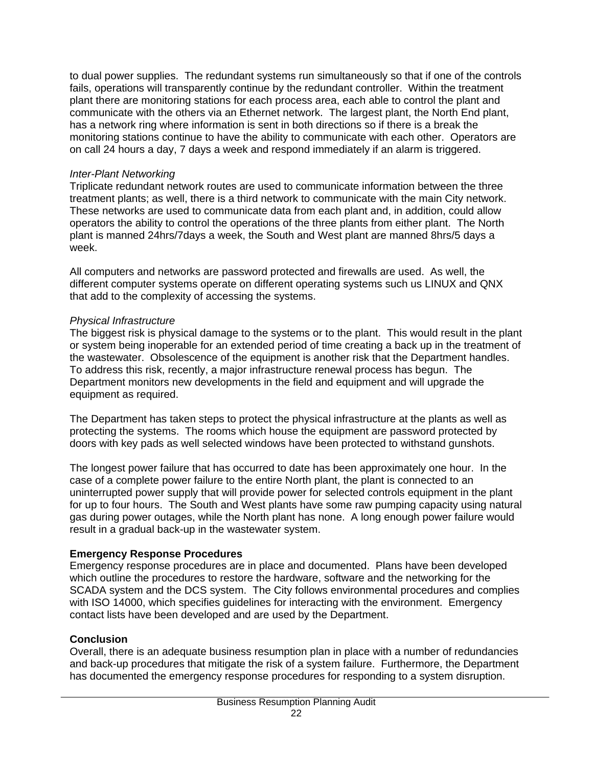to dual power supplies. The redundant systems run simultaneously so that if one of the controls fails, operations will transparently continue by the redundant controller. Within the treatment plant there are monitoring stations for each process area, each able to control the plant and communicate with the others via an Ethernet network. The largest plant, the North End plant, has a network ring where information is sent in both directions so if there is a break the monitoring stations continue to have the ability to communicate with each other. Operators are on call 24 hours a day, 7 days a week and respond immediately if an alarm is triggered.

*Inter-Plant Networking*

Triplicate redundant network routes are used to communicate information between the three treatment plants; as well, there is a third network to communicate with the main City network. These networks are used to communicate data from each plant and, in addition, could allow operators the ability to control the operations of the three plants from either plant. The North plant is manned 24hrs/7days a week, the South and West plant are manned 8hrs/5 days a week.

All computers and networks are password protected and firewalls are used. As well, the different computer systems operate on different operating systems such us LINUX and QNX that add to the complexity of accessing the systems.

*Physical Infrastructure*

The biggest risk is physical damage to the systems or to the plant. This would result in the plant or system being inoperable for an extended period of time creating a back up in the treatment of the wastewater. Obsolescence of the equipment is another risk that the Department handles. To address this risk, recently, a major infrastructure renewal process has begun. The Department monitors new developments in the field and equipment and will upgrade the equipment as required.

The Department has taken steps to protect the physical infrastructure at the plants as well as protecting the systems. The rooms which house the equipment are password protected by doors with key pads as well selected windows have been protected to withstand gunshots.

The longest power failure that has occurred to date has been approximately one hour. In the case of a complete power failure to the entire North plant, the plant is connected to an uninterrupted power supply that will provide power for selected controls equipment in the plant for up to four hours. The South and West plants have some raw pumping capacity using natural gas during power outages, while the North plant has none. A long enough power failure would result in a gradual back-up in the wastewater system.

**Emergency Response Procedures**

Emergency response procedures are in place and documented. Plans have been developed which outline the procedures to restore the hardware, software and the networking for the SCADA system and the DCS system. The City follows environmental procedures and complies with ISO 14000, which specifies guidelines for interacting with the environment. Emergency contact lists have been developed and are used by the Department.

**Conclusion**

Overall, there is an adequate business resumption plan in place with a number of redundancies and back-up procedures that mitigate the risk of a system failure. Furthermore, the Department has documented the emergency response procedures for responding to a system disruption.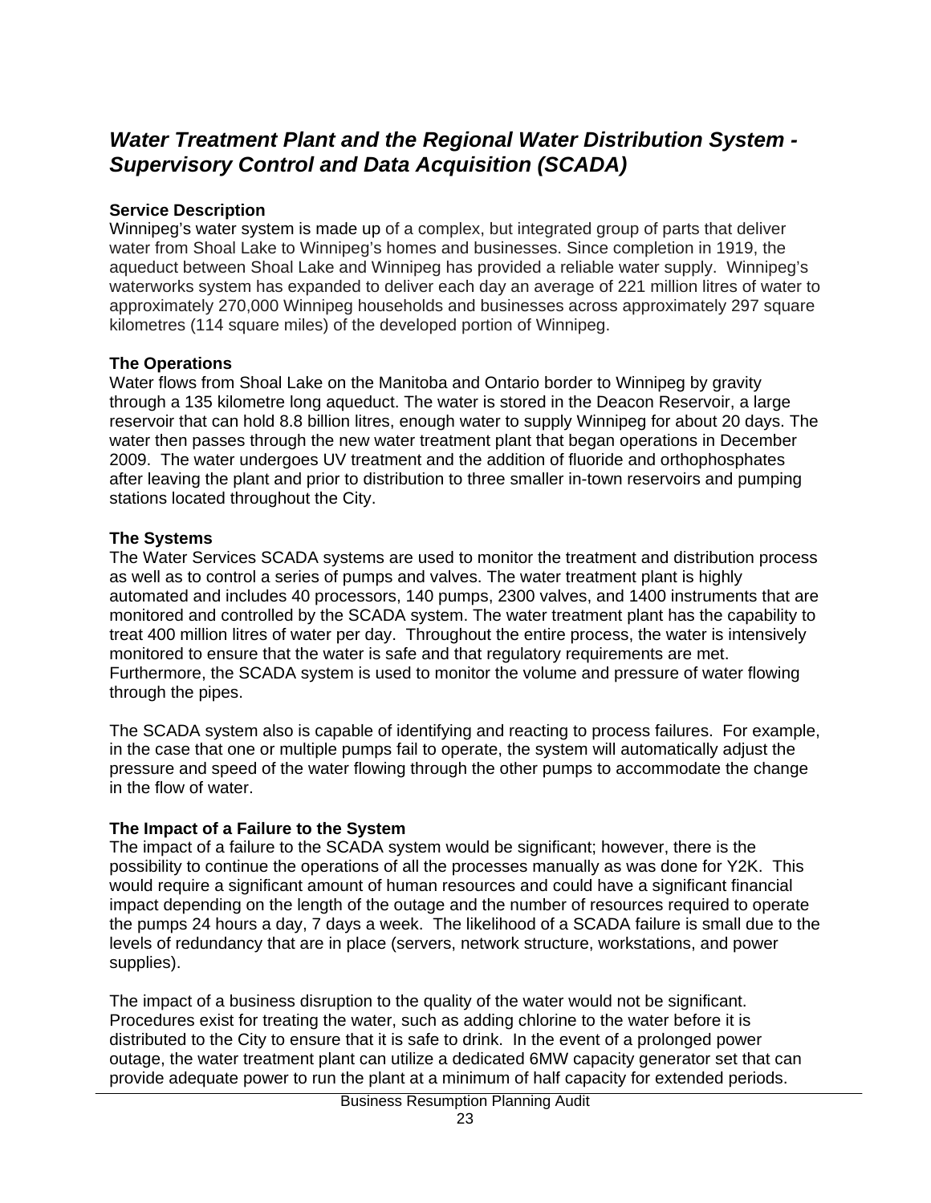## *Water Treatment Plant and the Regional Water Distribution System - Supervisory Control and Data Acquisition (SCADA)*

**Service Description**

Winnipeg's water system is made up of a complex, but integrated group of parts that deliver water from Shoal Lake to Winnipeg's homes and businesses. Since completion in 1919, the aqueduct between Shoal Lake and Winnipeg has provided a reliable water supply. Winnipeg's waterworks system has expanded to deliver each day an average of 221 million litres of water to approximately 270,000 Winnipeg households and businesses across approximately 297 square kilometres (114 square miles) of the developed portion of Winnipeg.

**The Operations**

Water flows from Shoal Lake on the Manitoba and Ontario border to Winnipeg by gravity through a 135 kilometre long aqueduct. The water is stored in the Deacon Reservoir, a large reservoir that can hold 8.8 billion litres, enough water to supply Winnipeg for about 20 days. The water then passes through the new water treatment plant that began operations in December 2009. The water undergoes UV treatment and the addition of fluoride and orthophosphates after leaving the plant and prior to distribution to three smaller in-town reservoirs and pumping stations located throughout the City.

**The Systems**

The Water Services SCADA systems are used to monitor the treatment and distribution process as well as to control a series of pumps and valves. The water treatment plant is highly automated and includes 40 processors, 140 pumps, 2300 valves, and 1400 instruments that are monitored and controlled by the SCADA system. The water treatment plant has the capability to treat 400 million litres of water per day. Throughout the entire process, the water is intensively monitored to ensure that the water is safe and that regulatory requirements are met. Furthermore, the SCADA system is used to monitor the volume and pressure of water flowing through the pipes.

The SCADA system also is capable of identifying and reacting to process failures. For example, in the case that one or multiple pumps fail to operate, the system will automatically adjust the pressure and speed of the water flowing through the other pumps to accommodate the change in the flow of water.

**The Impact of a Failure to the System**

The impact of a failure to the SCADA system would be significant; however, there is the possibility to continue the operations of all the processes manually as was done for Y2K. This would require a significant amount of human resources and could have a significant financial impact depending on the length of the outage and the number of resources required to operate the pumps 24 hours a day, 7 days a week. The likelihood of a SCADA failure is small due to the levels of redundancy that are in place (servers, network structure, workstations, and power supplies).

The impact of a business disruption to the quality of the water would not be significant. Procedures exist for treating the water, such as adding chlorine to the water before it is distributed to the City to ensure that it is safe to drink. In the event of a prolonged power outage, the water treatment plant can utilize a dedicated 6MW capacity generator set that can provide adequate power to run the plant at a minimum of half capacity for extended periods.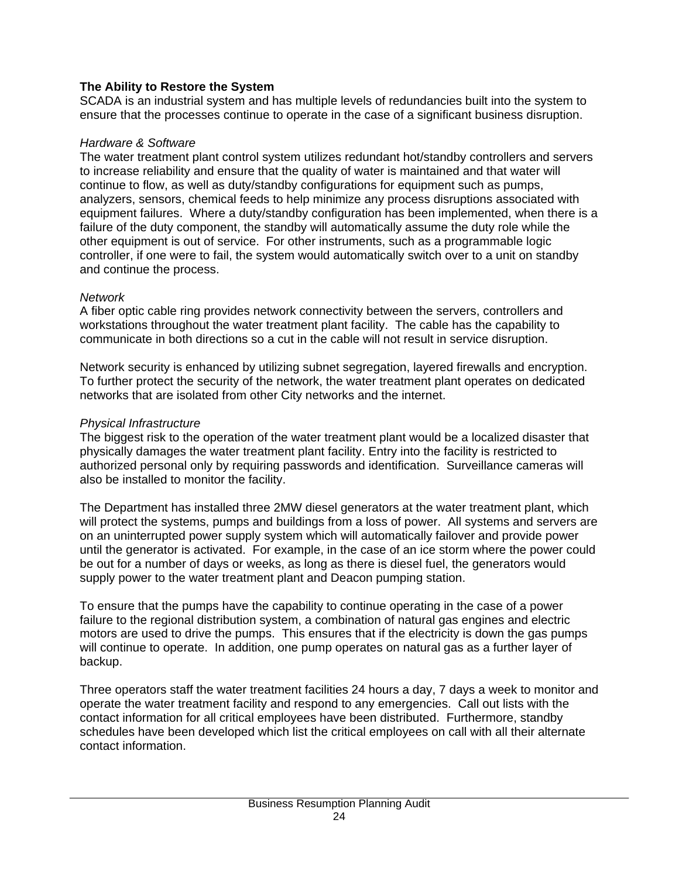**The Ability to Restore the System**

SCADA is an industrial system and has multiple levels of redundancies built into the system to ensure that the processes continue to operate in the case of a significant business disruption.

*Hardware & Software*

The water treatment plant control system utilizes redundant hot/standby controllers and servers to increase reliability and ensure that the quality of water is maintained and that water will continue to flow, as well as duty/standby configurations for equipment such as pumps, analyzers, sensors, chemical feeds to help minimize any process disruptions associated with equipment failures. Where a duty/standby configuration has been implemented, when there is a failure of the duty component, the standby will automatically assume the duty role while the other equipment is out of service. For other instruments, such as a programmable logic controller, if one were to fail, the system would automatically switch over to a unit on standby and continue the process.

*Network*

A fiber optic cable ring provides network connectivity between the servers, controllers and workstations throughout the water treatment plant facility. The cable has the capability to communicate in both directions so a cut in the cable will not result in service disruption.

Network security is enhanced by utilizing subnet segregation, layered firewalls and encryption. To further protect the security of the network, the water treatment plant operates on dedicated networks that are isolated from other City networks and the internet.

*Physical Infrastructure*

The biggest risk to the operation of the water treatment plant would be a localized disaster that physically damages the water treatment plant facility. Entry into the facility is restricted to authorized personal only by requiring passwords and identification. Surveillance cameras will also be installed to monitor the facility.

The Department has installed three 2MW diesel generators at the water treatment plant, which will protect the systems, pumps and buildings from a loss of power. All systems and servers are on an uninterrupted power supply system which will automatically failover and provide power until the generator is activated. For example, in the case of an ice storm where the power could be out for a number of days or weeks, as long as there is diesel fuel, the generators would supply power to the water treatment plant and Deacon pumping station.

To ensure that the pumps have the capability to continue operating in the case of a power failure to the regional distribution system, a combination of natural gas engines and electric motors are used to drive the pumps. This ensures that if the electricity is down the gas pumps will continue to operate. In addition, one pump operates on natural gas as a further layer of backup.

Three operators staff the water treatment facilities 24 hours a day, 7 days a week to monitor and operate the water treatment facility and respond to any emergencies. Call out lists with the contact information for all critical employees have been distributed. Furthermore, standby schedules have been developed which list the critical employees on call with all their alternate contact information.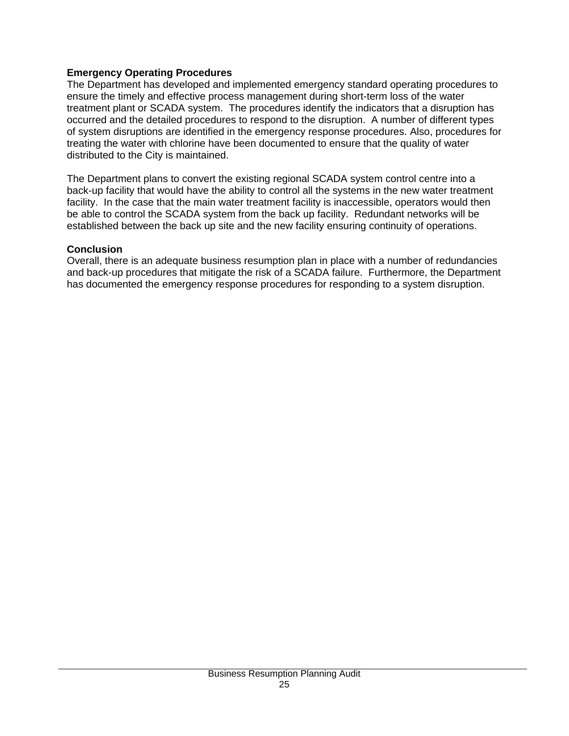**Emergency Operating Procedures**

The Department has developed and implemented emergency standard operating procedures to ensure the timely and effective process management during short-term loss of the water treatment plant or SCADA system. The procedures identify the indicators that a disruption has occurred and the detailed procedures to respond to the disruption. A number of different types of system disruptions are identified in the emergency response procedures. Also, procedures for treating the water with chlorine have been documented to ensure that the quality of water distributed to the City is maintained.

The Department plans to convert the existing regional SCADA system control centre into a back-up facility that would have the ability to control all the systems in the new water treatment facility. In the case that the main water treatment facility is inaccessible, operators would then be able to control the SCADA system from the back up facility. Redundant networks will be established between the back up site and the new facility ensuring continuity of operations.

**Conclusion**

Overall, there is an adequate business resumption plan in place with a number of redundancies and back-up procedures that mitigate the risk of a SCADA failure. Furthermore, the Department has documented the emergency response procedures for responding to a system disruption.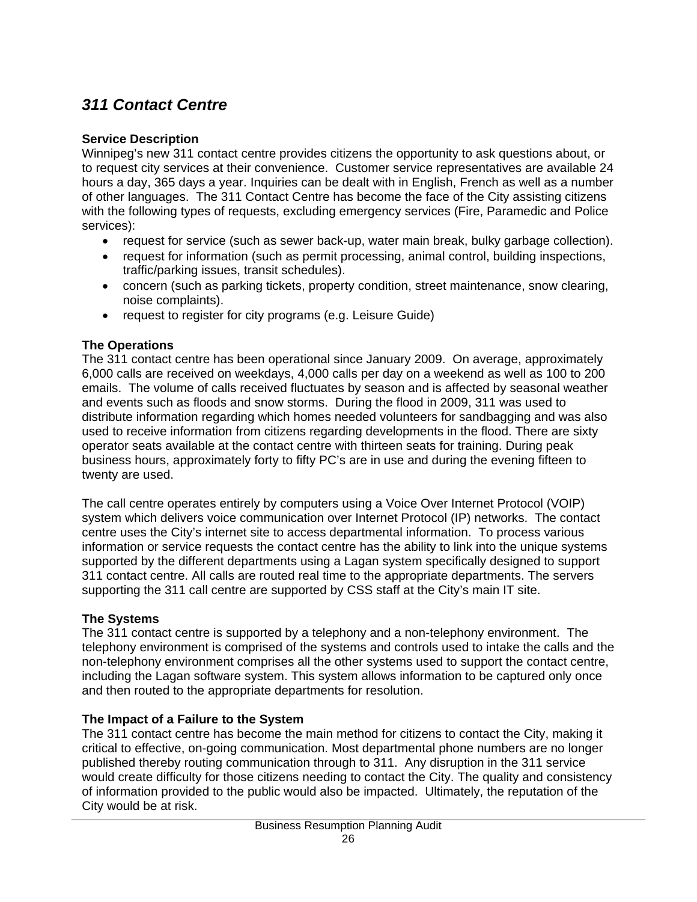## *311 Contact Centre*

**Service Description**

Winnipeg's new 311 contact centre provides citizens the opportunity to ask questions about, or to request city services at their convenience. Customer service representatives are available 24 hours a day, 365 days a year. Inquiries can be dealt with in English, French as well as a number of other languages. The 311 Contact Centre has become the face of the City assisting citizens with the following types of requests, excluding emergency services (Fire, Paramedic and Police services):

- request for service (such as sewer back-up, water main break, bulky garbage collection).
- request for information (such as permit processing, animal control, building inspections, traffic/parking issues, transit schedules).
- concern (such as parking tickets, property condition, street maintenance, snow clearing, noise complaints).
- request to register for city programs (e.g. Leisure Guide)

**The Operations**

The 311 contact centre has been operational since January 2009. On average, approximately 6,000 calls are received on weekdays, 4,000 calls per day on a weekend as well as 100 to 200 emails. The volume of calls received fluctuates by season and is affected by seasonal weather and events such as floods and snow storms. During the flood in 2009, 311 was used to distribute information regarding which homes needed volunteers for sandbagging and was also used to receive information from citizens regarding developments in the flood. There are sixty operator seats available at the contact centre with thirteen seats for training. During peak business hours, approximately forty to fifty PC's are in use and during the evening fifteen to twenty are used.

The call centre operates entirely by computers using a Voice Over Internet Protocol (VOIP) system which delivers voice communication over Internet Protocol (IP) networks. The contact centre uses the City's internet site to access departmental information. To process various information or service requests the contact centre has the ability to link into the unique systems supported by the different departments using a Lagan system specifically designed to support 311 contact centre. All calls are routed real time to the appropriate departments. The servers supporting the 311 call centre are supported by CSS staff at the City's main IT site.

**The Systems**

The 311 contact centre is supported by a telephony and a non-telephony environment. The telephony environment is comprised of the systems and controls used to intake the calls and the non-telephony environment comprises all the other systems used to support the contact centre, including the Lagan software system. This system allows information to be captured only once and then routed to the appropriate departments for resolution.

**The Impact of a Failure to the System**

The 311 contact centre has become the main method for citizens to contact the City, making it critical to effective, on-going communication. Most departmental phone numbers are no longer published thereby routing communication through to 311. Any disruption in the 311 service would create difficulty for those citizens needing to contact the City. The quality and consistency of information provided to the public would also be impacted. Ultimately, the reputation of the City would be at risk.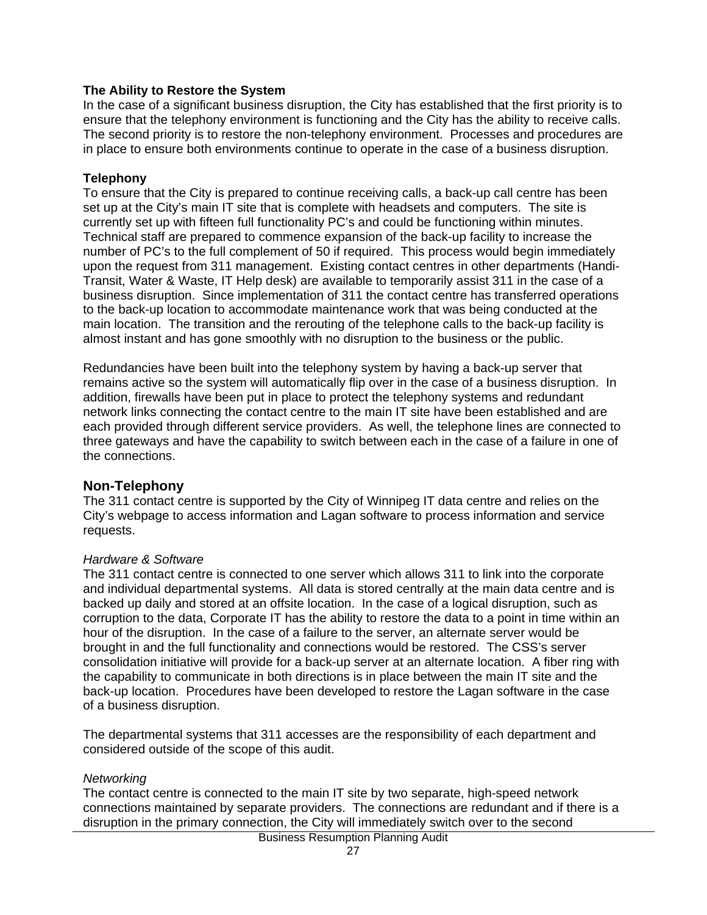**The Ability to Restore the System**
In the case of a significant business disruption, the City has established that the first priority is to ensure that the telephony environment is functioning and the City has the ability to receive calls. The second priority is to restore the non-telephony environment. Processes and procedures are in place to ensure both environments continue to operate in the case of a business disruption.

**Telephony**
To ensure that the City is prepared to continue receiving calls, a back-up call centre has been set up at the City's main IT site that is complete with headsets and computers. The site is currently set up with fifteen full functionality PC's and could be functioning within minutes. Technical staff are prepared to commence expansion of the back-up facility to increase the number of PC's to the full complement of 50 if required. This process would begin immediately upon the request from 311 management. Existing contact centres in other departments (Handi-Transit, Water & Waste, IT Help desk) are available to temporarily assist 311 in the case of a business disruption. Since implementation of 311 the contact centre has transferred operations to the back-up location to accommodate maintenance work that was being conducted at the main location. The transition and the rerouting of the telephone calls to the back-up facility is almost instant and has gone smoothly with no disruption to the business or the public.

Redundancies have been built into the telephony system by having a back-up server that remains active so the system will automatically flip over in the case of a business disruption. In addition, firewalls have been put in place to protect the telephony systems and redundant network links connecting the contact centre to the main IT site have been established and are each provided through different service providers. As well, the telephone lines are connected to three gateways and have the capability to switch between each in the case of a failure in one of the connections.

## Non-Telephony

The 311 contact centre is supported by the City of Winnipeg IT data centre and relies on the City's webpage to access information and Lagan software to process information and service requests.

*Hardware & Software*
The 311 contact centre is connected to one server which allows 311 to link into the corporate and individual departmental systems. All data is stored centrally at the main data centre and is backed up daily and stored at an offsite location. In the case of a logical disruption, such as corruption to the data, Corporate IT has the ability to restore the data to a point in time within an hour of the disruption. In the case of a failure to the server, an alternate server would be brought in and the full functionality and connections would be restored. The CSS's server consolidation initiative will provide for a back-up server at an alternate location. A fiber ring with the capability to communicate in both directions is in place between the main IT site and the back-up location. Procedures have been developed to restore the Lagan software in the case of a business disruption.

The departmental systems that 311 accesses are the responsibility of each department and considered outside of the scope of this audit.

*Networking*
The contact centre is connected to the main IT site by two separate, high-speed network connections maintained by separate providers. The connections are redundant and if there is a disruption in the primary connection, the City will immediately switch over to the second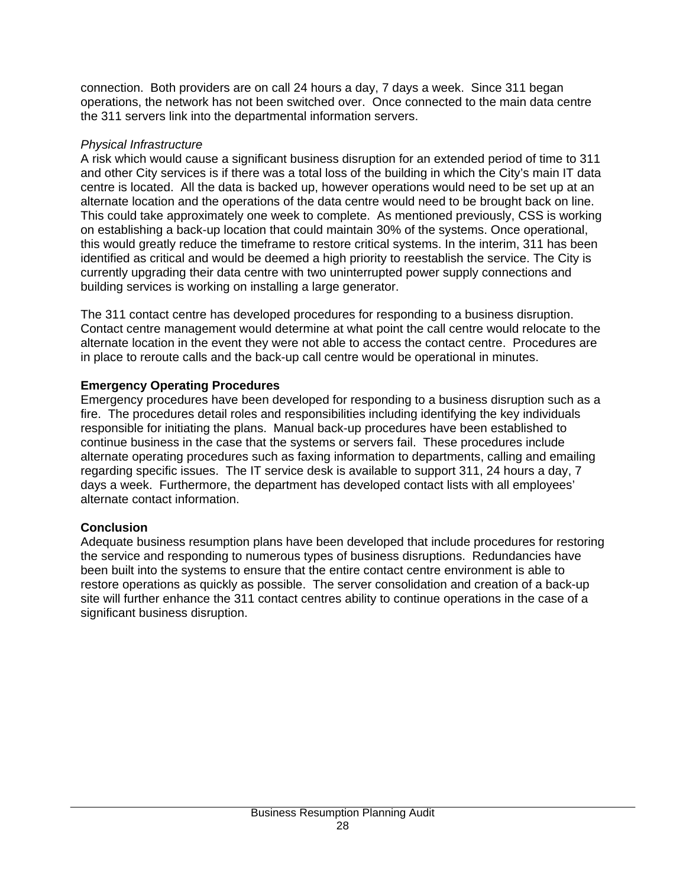connection. Both providers are on call 24 hours a day, 7 days a week. Since 311 began operations, the network has not been switched over. Once connected to the main data centre the 311 servers link into the departmental information servers.

*Physical Infrastructure*
A risk which would cause a significant business disruption for an extended period of time to 311 and other City services is if there was a total loss of the building in which the City's main IT data centre is located. All the data is backed up, however operations would need to be set up at an alternate location and the operations of the data centre would need to be brought back on line. This could take approximately one week to complete. As mentioned previously, CSS is working on establishing a back-up location that could maintain 30% of the systems. Once operational, this would greatly reduce the timeframe to restore critical systems. In the interim, 311 has been identified as critical and would be deemed a high priority to reestablish the service. The City is currently upgrading their data centre with two uninterrupted power supply connections and building services is working on installing a large generator.

The 311 contact centre has developed procedures for responding to a business disruption. Contact centre management would determine at what point the call centre would relocate to the alternate location in the event they were not able to access the contact centre. Procedures are in place to reroute calls and the back-up call centre would be operational in minutes.

**Emergency Operating Procedures**
Emergency procedures have been developed for responding to a business disruption such as a fire. The procedures detail roles and responsibilities including identifying the key individuals responsible for initiating the plans. Manual back-up procedures have been established to continue business in the case that the systems or servers fail. These procedures include alternate operating procedures such as faxing information to departments, calling and emailing regarding specific issues. The IT service desk is available to support 311, 24 hours a day, 7 days a week. Furthermore, the department has developed contact lists with all employees' alternate contact information.

**Conclusion**
Adequate business resumption plans have been developed that include procedures for restoring the service and responding to numerous types of business disruptions. Redundancies have been built into the systems to ensure that the entire contact centre environment is able to restore operations as quickly as possible. The server consolidation and creation of a back-up site will further enhance the 311 contact centres ability to continue operations in the case of a significant business disruption.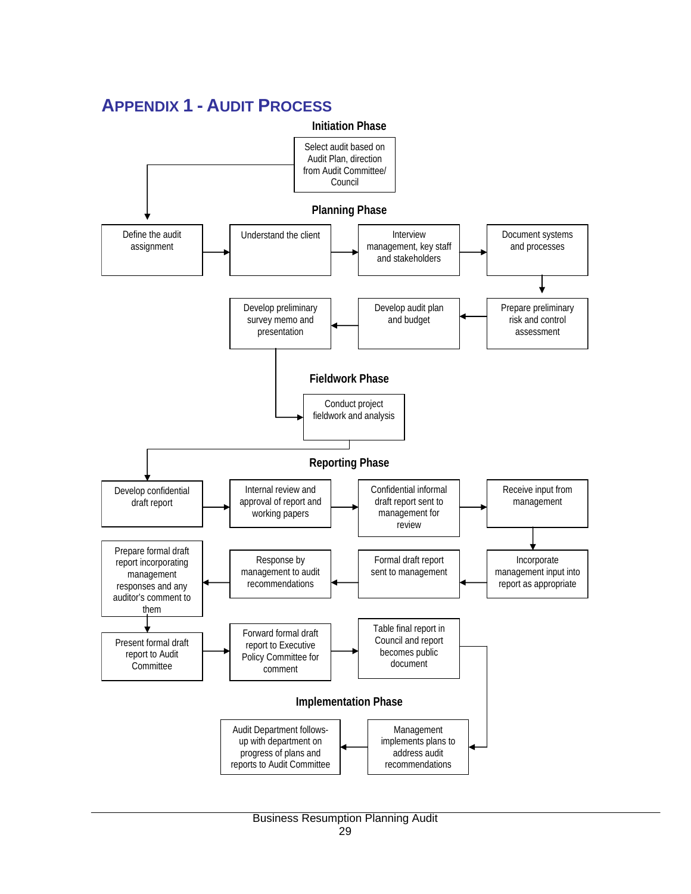# Appendix 1 - Audit Process

## Initiation Phase

- Select audit based on Audit Plan, direction from Audit Committee/ Council

## Planning Phase

- Define the audit assignment
- Understand the client
- Interview management, key staff and stakeholders
- Document systems and processes
- Prepare preliminary risk and control assessment
- Develop audit plan and budget
- Develop preliminary survey memo and presentation

## Fieldwork Phase

- Conduct project fieldwork and analysis

## Reporting Phase

- Develop confidential draft report
- Internal review and approval of report and working papers
- Confidential informal draft report sent to management for review
- Receive input from management
- Incorporate management input into report as appropriate
- Formal draft report sent to management
- Response by management to audit recommendations
- Prepare formal draft report incorporating management responses and any auditor's comment to them
- Present formal draft report to Audit Committee
- Forward formal draft report to Executive Policy Committee for comment
- Table final report in Council and report becomes public document

## Implementation Phase

- Management implements plans to address audit recommendations
- Audit Department follows-up with department on progress of plans and reports to Audit Committee

Business Resumption Planning Audit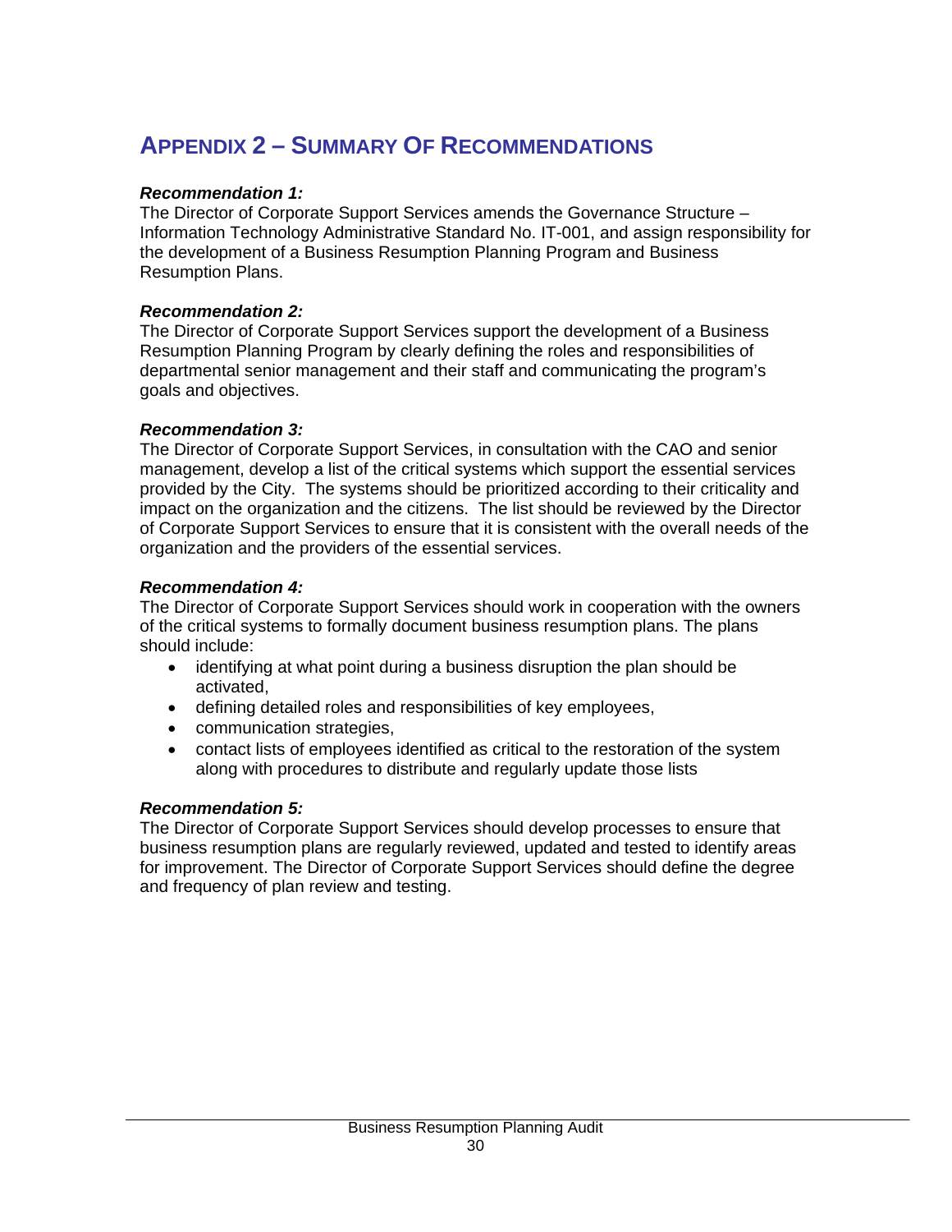## APPENDIX 2 – SUMMARY OF RECOMMENDATIONS

***Recommendation 1:***
The Director of Corporate Support Services amends the Governance Structure – Information Technology Administrative Standard No. IT-001, and assign responsibility for the development of a Business Resumption Planning Program and Business Resumption Plans.

***Recommendation 2:***
The Director of Corporate Support Services support the development of a Business Resumption Planning Program by clearly defining the roles and responsibilities of departmental senior management and their staff and communicating the program's goals and objectives.

***Recommendation 3:***
The Director of Corporate Support Services, in consultation with the CAO and senior management, develop a list of the critical systems which support the essential services provided by the City. The systems should be prioritized according to their criticality and impact on the organization and the citizens. The list should be reviewed by the Director of Corporate Support Services to ensure that it is consistent with the overall needs of the organization and the providers of the essential services.

***Recommendation 4:***
The Director of Corporate Support Services should work in cooperation with the owners of the critical systems to formally document business resumption plans. The plans should include:

- identifying at what point during a business disruption the plan should be activated,
- defining detailed roles and responsibilities of key employees,
- communication strategies,
- contact lists of employees identified as critical to the restoration of the system along with procedures to distribute and regularly update those lists

***Recommendation 5:***
The Director of Corporate Support Services should develop processes to ensure that business resumption plans are regularly reviewed, updated and tested to identify areas for improvement. The Director of Corporate Support Services should define the degree and frequency of plan review and testing.